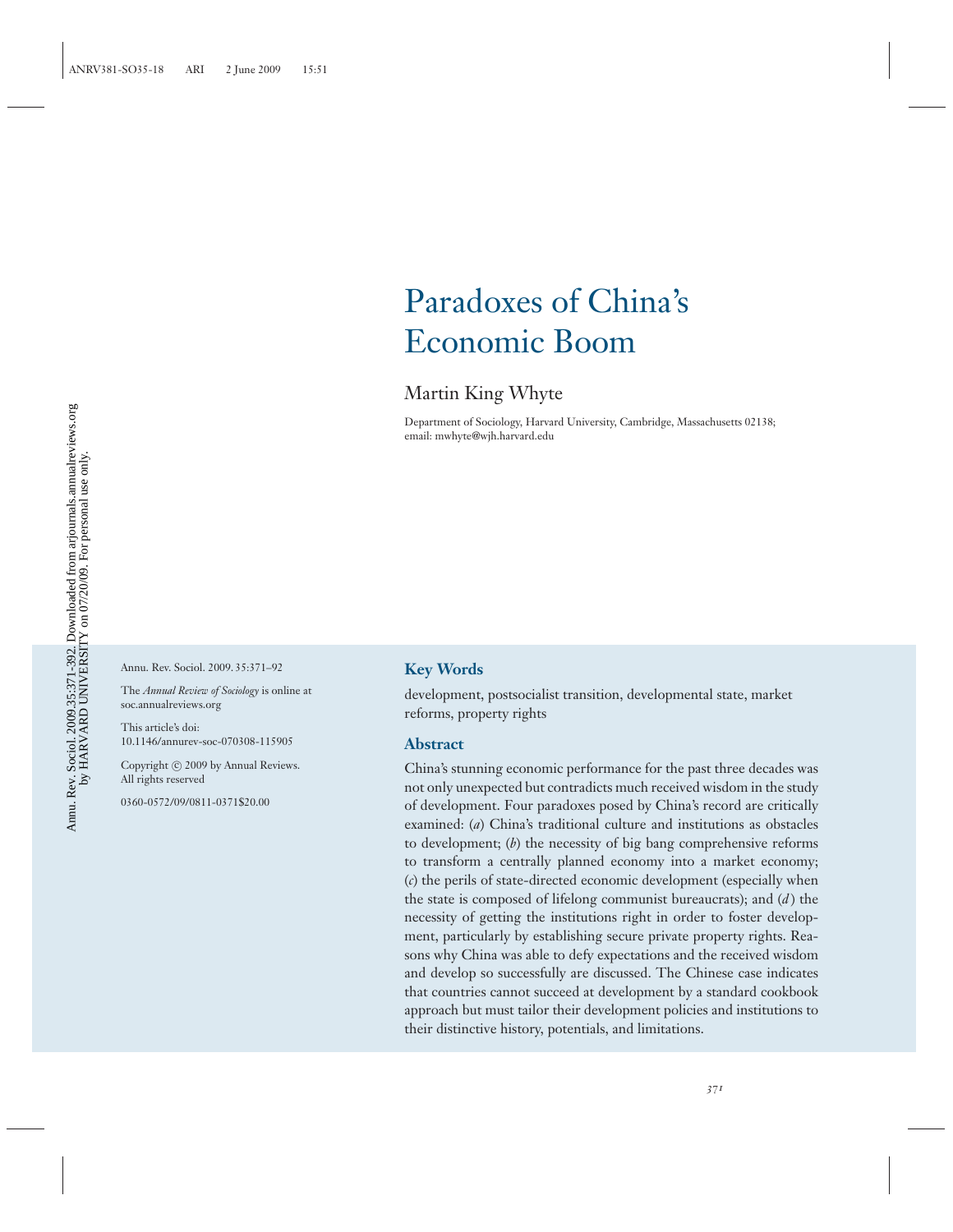# Paradoxes of China's Economic Boom

Martin King Whyte

Department of Sociology, Harvard University, Cambridge, Massachusetts 02138; email: mwhyte@wjh.harvard.edu

Annu. Rev. Sociol. 2009. 35:371–92

The *Annual Review of Sociology* is online at soc.annualreviews.org

This article's doi: 10.1146/annurev-soc-070308-115905

Copyright © 2009 by Annual Reviews. All rights reserved

0360-0572/09/0811-0371$20.00

## Key Words

development, postsocialist transition, developmental state, market reforms, property rights

## Abstract

China's stunning economic performance for the past three decades was not only unexpected but contradicts much received wisdom in the study of development. Four paradoxes posed by China's record are critically examined: (*a*) China's traditional culture and institutions as obstacles to development; (*b*) the necessity of big bang comprehensive reforms to transform a centrally planned economy into a market economy; (*c*) the perils of state-directed economic development (especially when the state is composed of lifelong communist bureaucrats); and (*d*) the necessity of getting the institutions right in order to foster development, particularly by establishing secure private property rights. Reasons why China was able to defy expectations and the received wisdom and develop so successfully are discussed. The Chinese case indicates that countries cannot succeed at development by a standard cookbook approach but must tailor their development policies and institutions to their distinctive history, potentials, and limitations.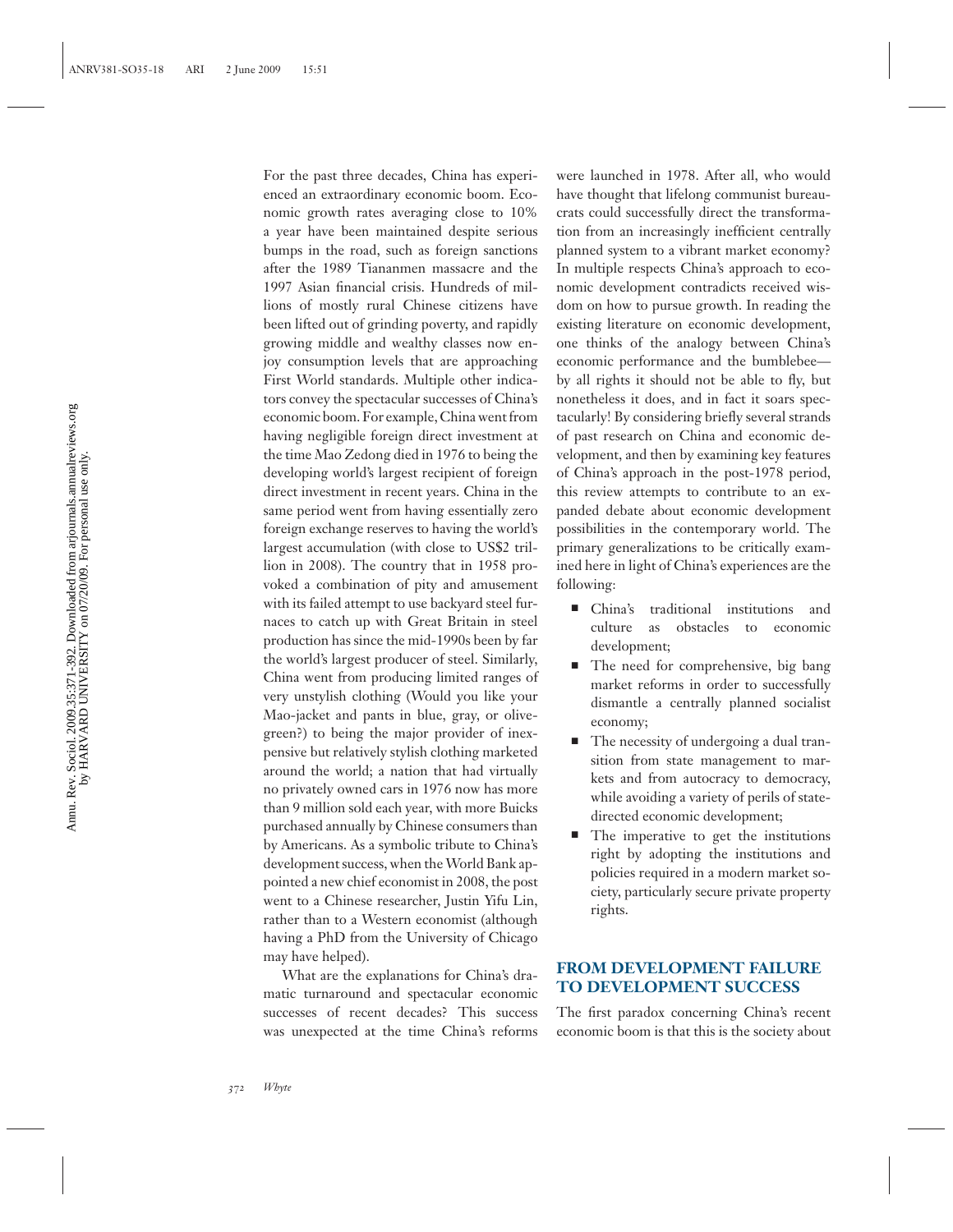For the past three decades, China has experienced an extraordinary economic boom. Economic growth rates averaging close to 10% a year have been maintained despite serious bumps in the road, such as foreign sanctions after the 1989 Tiananmen massacre and the 1997 Asian financial crisis. Hundreds of millions of mostly rural Chinese citizens have been lifted out of grinding poverty, and rapidly growing middle and wealthy classes now enjoy consumption levels that are approaching First World standards. Multiple other indicators convey the spectacular successes of China's economic boom. For example, China went from having negligible foreign direct investment at the time Mao Zedong died in 1976 to being the developing world's largest recipient of foreign direct investment in recent years. China in the same period went from having essentially zero foreign exchange reserves to having the world's largest accumulation (with close to US$2 trillion in 2008). The country that in 1958 provoked a combination of pity and amusement with its failed attempt to use backyard steel furnaces to catch up with Great Britain in steel production has since the mid-1990s been by far the world's largest producer of steel. Similarly, China went from producing limited ranges of very unstylish clothing (Would you like your Mao-jacket and pants in blue, gray, or olive-green?) to being the major provider of inexpensive but relatively stylish clothing marketed around the world; a nation that had virtually no privately owned cars in 1976 now has more than 9 million sold each year, with more Buicks purchased annually by Chinese consumers than by Americans. As a symbolic tribute to China's development success, when the World Bank appointed a new chief economist in 2008, the post went to a Chinese researcher, Justin Yifu Lin, rather than to a Western economist (although having a PhD from the University of Chicago may have helped).

What are the explanations for China's dramatic turnaround and spectacular economic successes of recent decades? This success was unexpected at the time China's reforms were launched in 1978. After all, who would have thought that lifelong communist bureaucrats could successfully direct the transformation from an increasingly inefficient centrally planned system to a vibrant market economy? In multiple respects China's approach to economic development contradicts received wisdom on how to pursue growth. In reading the existing literature on economic development, one thinks of the analogy between China's economic performance and the bumblebee—by all rights it should not be able to fly, but nonetheless it does, and in fact it soars spectacularly! By considering briefly several strands of past research on China and economic development, and then by examining key features of China's approach in the post-1978 period, this review attempts to contribute to an expanded debate about economic development possibilities in the contemporary world. The primary generalizations to be critically examined here in light of China's experiences are the following:

- China's traditional institutions and culture as obstacles to economic development;
- The need for comprehensive, big bang market reforms in order to successfully dismantle a centrally planned socialist economy;
- The necessity of undergoing a dual transition from state management to markets and from autocracy to democracy, while avoiding a variety of perils of state-directed economic development;
- The imperative to get the institutions right by adopting the institutions and policies required in a modern market society, particularly secure private property rights.

## FROM DEVELOPMENT FAILURE TO DEVELOPMENT SUCCESS

The first paradox concerning China's recent economic boom is that this is the society about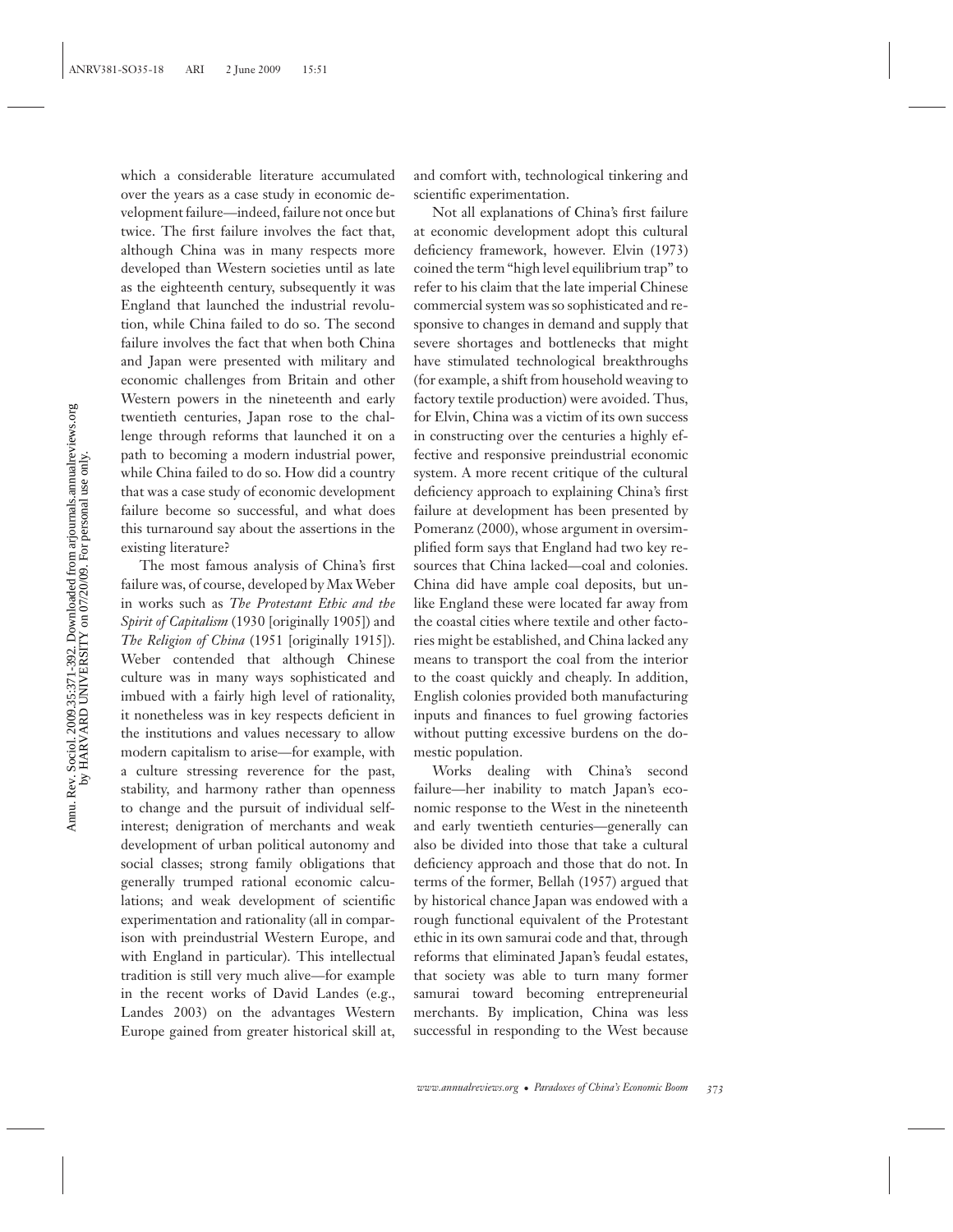which a considerable literature accumulated over the years as a case study in economic development failure—indeed, failure not once but twice. The first failure involves the fact that, although China was in many respects more developed than Western societies until as late as the eighteenth century, subsequently it was England that launched the industrial revolution, while China failed to do so. The second failure involves the fact that when both China and Japan were presented with military and economic challenges from Britain and other Western powers in the nineteenth and early twentieth centuries, Japan rose to the challenge through reforms that launched it on a path to becoming a modern industrial power, while China failed to do so. How did a country that was a case study of economic development failure become so successful, and what does this turnaround say about the assertions in the existing literature?

The most famous analysis of China's first failure was, of course, developed by Max Weber in works such as *The Protestant Ethic and the Spirit of Capitalism* (1930 [originally 1905]) and *The Religion of China* (1951 [originally 1915]). Weber contended that although Chinese culture was in many ways sophisticated and imbued with a fairly high level of rationality, it nonetheless was in key respects deficient in the institutions and values necessary to allow modern capitalism to arise—for example, with a culture stressing reverence for the past, stability, and harmony rather than openness to change and the pursuit of individual self-interest; denigration of merchants and weak development of urban political autonomy and social classes; strong family obligations that generally trumped rational economic calculations; and weak development of scientific experimentation and rationality (all in comparison with preindustrial Western Europe, and with England in particular). This intellectual tradition is still very much alive—for example in the recent works of David Landes (e.g., Landes 2003) on the advantages Western Europe gained from greater historical skill at, and comfort with, technological tinkering and scientific experimentation.

Not all explanations of China's first failure at economic development adopt this cultural deficiency framework, however. Elvin (1973) coined the term "high level equilibrium trap" to refer to his claim that the late imperial Chinese commercial system was so sophisticated and responsive to changes in demand and supply that severe shortages and bottlenecks that might have stimulated technological breakthroughs (for example, a shift from household weaving to factory textile production) were avoided. Thus, for Elvin, China was a victim of its own success in constructing over the centuries a highly effective and responsive preindustrial economic system. A more recent critique of the cultural deficiency approach to explaining China's first failure at development has been presented by Pomeranz (2000), whose argument in oversimplified form says that England had two key resources that China lacked—coal and colonies. China did have ample coal deposits, but unlike England these were located far away from the coastal cities where textile and other factories might be established, and China lacked any means to transport the coal from the interior to the coast quickly and cheaply. In addition, English colonies provided both manufacturing inputs and finances to fuel growing factories without putting excessive burdens on the domestic population.

Works dealing with China's second failure—her inability to match Japan's economic response to the West in the nineteenth and early twentieth centuries—generally can also be divided into those that take a cultural deficiency approach and those that do not. In terms of the former, Bellah (1957) argued that by historical chance Japan was endowed with a rough functional equivalent of the Protestant ethic in its own samurai code and that, through reforms that eliminated Japan's feudal estates, that society was able to turn many former samurai toward becoming entrepreneurial merchants. By implication, China was less successful in responding to the West because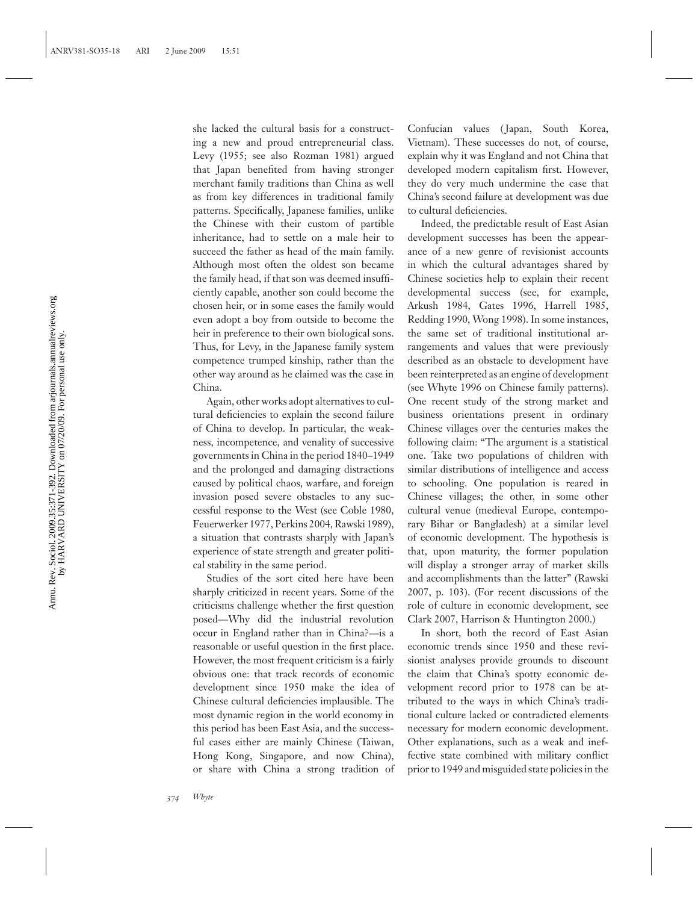she lacked the cultural basis for a constructing a new and proud entrepreneurial class. Levy (1955; see also Rozman 1981) argued that Japan benefited from having stronger merchant family traditions than China as well as from key differences in traditional family patterns. Specifically, Japanese families, unlike the Chinese with their custom of partible inheritance, had to settle on a male heir to succeed the father as head of the main family. Although most often the oldest son became the family head, if that son was deemed insufficiently capable, another son could become the chosen heir, or in some cases the family would even adopt a boy from outside to become the heir in preference to their own biological sons. Thus, for Levy, in the Japanese family system competence trumped kinship, rather than the other way around as he claimed was the case in China.

Again, other works adopt alternatives to cultural deficiencies to explain the second failure of China to develop. In particular, the weakness, incompetence, and venality of successive governments in China in the period 1840–1949 and the prolonged and damaging distractions caused by political chaos, warfare, and foreign invasion posed severe obstacles to any successful response to the West (see Coble 1980, Feuerwerker 1977, Perkins 2004, Rawski 1989), a situation that contrasts sharply with Japan's experience of state strength and greater political stability in the same period.

Studies of the sort cited here have been sharply criticized in recent years. Some of the criticisms challenge whether the first question posed—Why did the industrial revolution occur in England rather than in China?—is a reasonable or useful question in the first place. However, the most frequent criticism is a fairly obvious one: that track records of economic development since 1950 make the idea of Chinese cultural deficiencies implausible. The most dynamic region in the world economy in this period has been East Asia, and the successful cases either are mainly Chinese (Taiwan, Hong Kong, Singapore, and now China), or share with China a strong tradition of Confucian values (Japan, South Korea, Vietnam). These successes do not, of course, explain why it was England and not China that developed modern capitalism first. However, they do very much undermine the case that China's second failure at development was due to cultural deficiencies.

Indeed, the predictable result of East Asian development successes has been the appearance of a new genre of revisionist accounts in which the cultural advantages shared by Chinese societies help to explain their recent developmental success (see, for example, Arkush 1984, Gates 1996, Harrell 1985, Redding 1990, Wong 1998). In some instances, the same set of traditional institutional arrangements and values that were previously described as an obstacle to development have been reinterpreted as an engine of development (see Whyte 1996 on Chinese family patterns). One recent study of the strong market and business orientations present in ordinary Chinese villages over the centuries makes the following claim: "The argument is a statistical one. Take two populations of children with similar distributions of intelligence and access to schooling. One population is reared in Chinese villages; the other, in some other cultural venue (medieval Europe, contemporary Bihar or Bangladesh) at a similar level of economic development. The hypothesis is that, upon maturity, the former population will display a stronger array of market skills and accomplishments than the latter" (Rawski 2007, p. 103). (For recent discussions of the role of culture in economic development, see Clark 2007, Harrison & Huntington 2000.)

In short, both the record of East Asian economic trends since 1950 and these revisionist analyses provide grounds to discount the claim that China's spotty economic development record prior to 1978 can be attributed to the ways in which China's traditional culture lacked or contradicted elements necessary for modern economic development. Other explanations, such as a weak and ineffective state combined with military conflict prior to 1949 and misguided state policies in the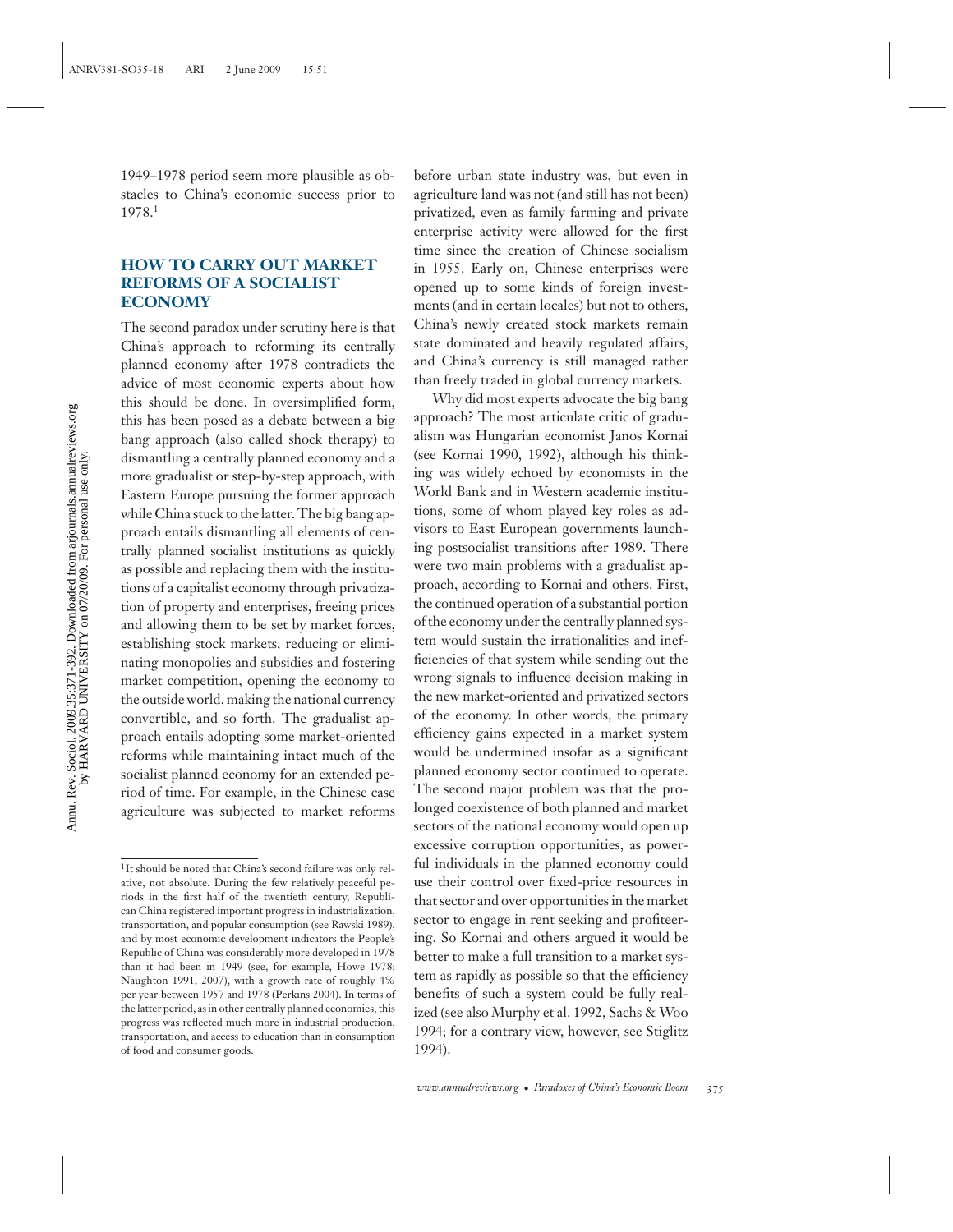1949–1978 period seem more plausible as obstacles to China's economic success prior to 1978.[1]

## HOW TO CARRY OUT MARKET REFORMS OF A SOCIALIST ECONOMY

The second paradox under scrutiny here is that China's approach to reforming its centrally planned economy after 1978 contradicts the advice of most economic experts about how this should be done. In oversimplified form, this has been posed as a debate between a big bang approach (also called shock therapy) to dismantling a centrally planned economy and a more gradualist or step-by-step approach, with Eastern Europe pursuing the former approach while China stuck to the latter. The big bang approach entails dismantling all elements of centrally planned socialist institutions as quickly as possible and replacing them with the institutions of a capitalist economy through privatization of property and enterprises, freeing prices and allowing them to be set by market forces, establishing stock markets, reducing or eliminating monopolies and subsidies and fostering market competition, opening the economy to the outside world, making the national currency convertible, and so forth. The gradualist approach entails adopting some market-oriented reforms while maintaining intact much of the socialist planned economy for an extended period of time. For example, in the Chinese case agriculture was subjected to market reforms before urban state industry was, but even in agriculture land was not (and still has not been) privatized, even as family farming and private enterprise activity were allowed for the first time since the creation of Chinese socialism in 1955. Early on, Chinese enterprises were opened up to some kinds of foreign investments (and in certain locales) but not to others, China's newly created stock markets remain state dominated and heavily regulated affairs, and China's currency is still managed rather than freely traded in global currency markets.

Why did most experts advocate the big bang approach? The most articulate critic of gradualism was Hungarian economist Janos Kornai (see Kornai 1990, 1992), although his thinking was widely echoed by economists in the World Bank and in Western academic institutions, some of whom played key roles as advisors to East European governments launching postsocialist transitions after 1989. There were two main problems with a gradualist approach, according to Kornai and others. First, the continued operation of a substantial portion of the economy under the centrally planned system would sustain the irrationalities and inefficiencies of that system while sending out the wrong signals to influence decision making in the new market-oriented and privatized sectors of the economy. In other words, the primary efficiency gains expected in a market system would be undermined insofar as a significant planned economy sector continued to operate. The second major problem was that the prolonged coexistence of both planned and market sectors of the national economy would open up excessive corruption opportunities, as powerful individuals in the planned economy could use their control over fixed-price resources in that sector and over opportunities in the market sector to engage in rent seeking and profiteering. So Kornai and others argued it would be better to make a full transition to a market system as rapidly as possible so that the efficiency benefits of such a system could be fully realized (see also Murphy et al. 1992, Sachs & Woo 1994; for a contrary view, however, see Stiglitz 1994).

[1]It should be noted that China's second failure was only relative, not absolute. During the few relatively peaceful periods in the first half of the twentieth century, Republican China registered important progress in industrialization, transportation, and popular consumption (see Rawski 1989), and by most economic development indicators the People's Republic of China was considerably more developed in 1978 than it had been in 1949 (see, for example, Howe 1978; Naughton 1991, 2007), with a growth rate of roughly 4% per year between 1957 and 1978 (Perkins 2004). In terms of the latter period, as in other centrally planned economies, this progress was reflected much more in industrial production, transportation, and access to education than in consumption of food and consumer goods.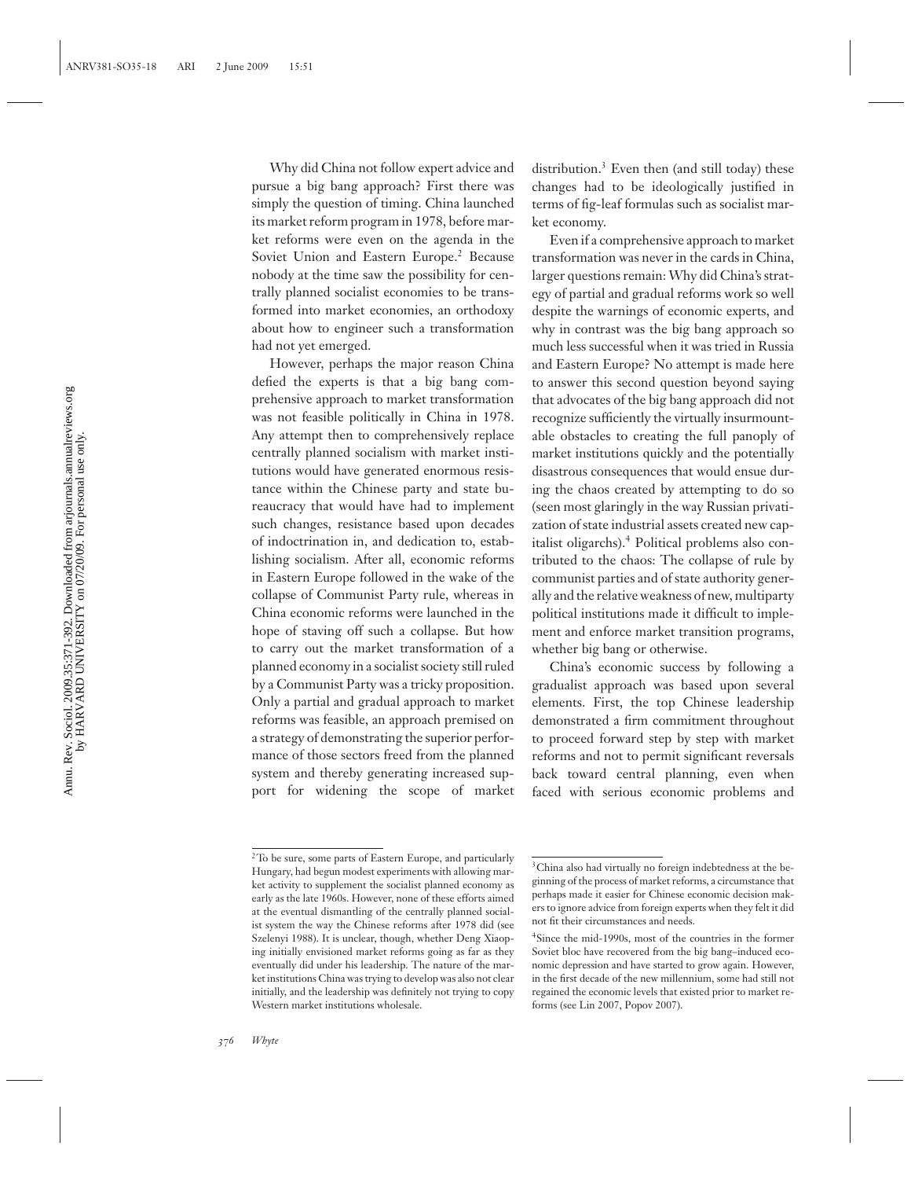Why did China not follow expert advice and pursue a big bang approach? First there was simply the question of timing. China launched its market reform program in 1978, before market reforms were even on the agenda in the Soviet Union and Eastern Europe.[2] Because nobody at the time saw the possibility for centrally planned socialist economies to be transformed into market economies, an orthodoxy about how to engineer such a transformation had not yet emerged.

However, perhaps the major reason China defied the experts is that a big bang comprehensive approach to market transformation was not feasible politically in China in 1978. Any attempt then to comprehensively replace centrally planned socialism with market institutions would have generated enormous resistance within the Chinese party and state bureaucracy that would have had to implement such changes, resistance based upon decades of indoctrination in, and dedication to, establishing socialism. After all, economic reforms in Eastern Europe followed in the wake of the collapse of Communist Party rule, whereas in China economic reforms were launched in the hope of staving off such a collapse. But how to carry out the market transformation of a planned economy in a socialist society still ruled by a Communist Party was a tricky proposition. Only a partial and gradual approach to market reforms was feasible, an approach premised on a strategy of demonstrating the superior performance of those sectors freed from the planned system and thereby generating increased support for widening the scope of market distribution.[3] Even then (and still today) these changes had to be ideologically justified in terms of fig-leaf formulas such as socialist market economy.

Even if a comprehensive approach to market transformation was never in the cards in China, larger questions remain: Why did China's strategy of partial and gradual reforms work so well despite the warnings of economic experts, and why in contrast was the big bang approach so much less successful when it was tried in Russia and Eastern Europe? No attempt is made here to answer this second question beyond saying that advocates of the big bang approach did not recognize sufficiently the virtually insurmountable obstacles to creating the full panoply of market institutions quickly and the potentially disastrous consequences that would ensue during the chaos created by attempting to do so (seen most glaringly in the way Russian privatization of state industrial assets created new capitalist oligarchs).[4] Political problems also contributed to the chaos: The collapse of rule by communist parties and of state authority generally and the relative weakness of new, multiparty political institutions made it difficult to implement and enforce market transition programs, whether big bang or otherwise.

China's economic success by following a gradualist approach was based upon several elements. First, the top Chinese leadership demonstrated a firm commitment throughout to proceed forward step by step with market reforms and not to permit significant reversals back toward central planning, even when faced with serious economic problems and

---

[2] To be sure, some parts of Eastern Europe, and particularly Hungary, had begun modest experiments with allowing market activity to supplement the socialist planned economy as early as the late 1960s. However, none of these efforts aimed at the eventual dismantling of the centrally planned socialist system the way the Chinese reforms after 1978 did (see Szelenyi 1988). It is unclear, though, whether Deng Xiaoping initially envisioned market reforms going as far as they eventually did under his leadership. The nature of the market institutions China was trying to develop was also not clear initially, and the leadership was definitely not trying to copy Western market institutions wholesale.

[3] China also had virtually no foreign indebtedness at the beginning of the process of market reforms, a circumstance that perhaps made it easier for Chinese economic decision makers to ignore advice from foreign experts when they felt it did not fit their circumstances and needs.

[4] Since the mid-1990s, most of the countries in the former Soviet bloc have recovered from the big bang–induced economic depression and have started to grow again. However, in the first decade of the new millennium, some had still not regained the economic levels that existed prior to market reforms (see Lin 2007, Popov 2007).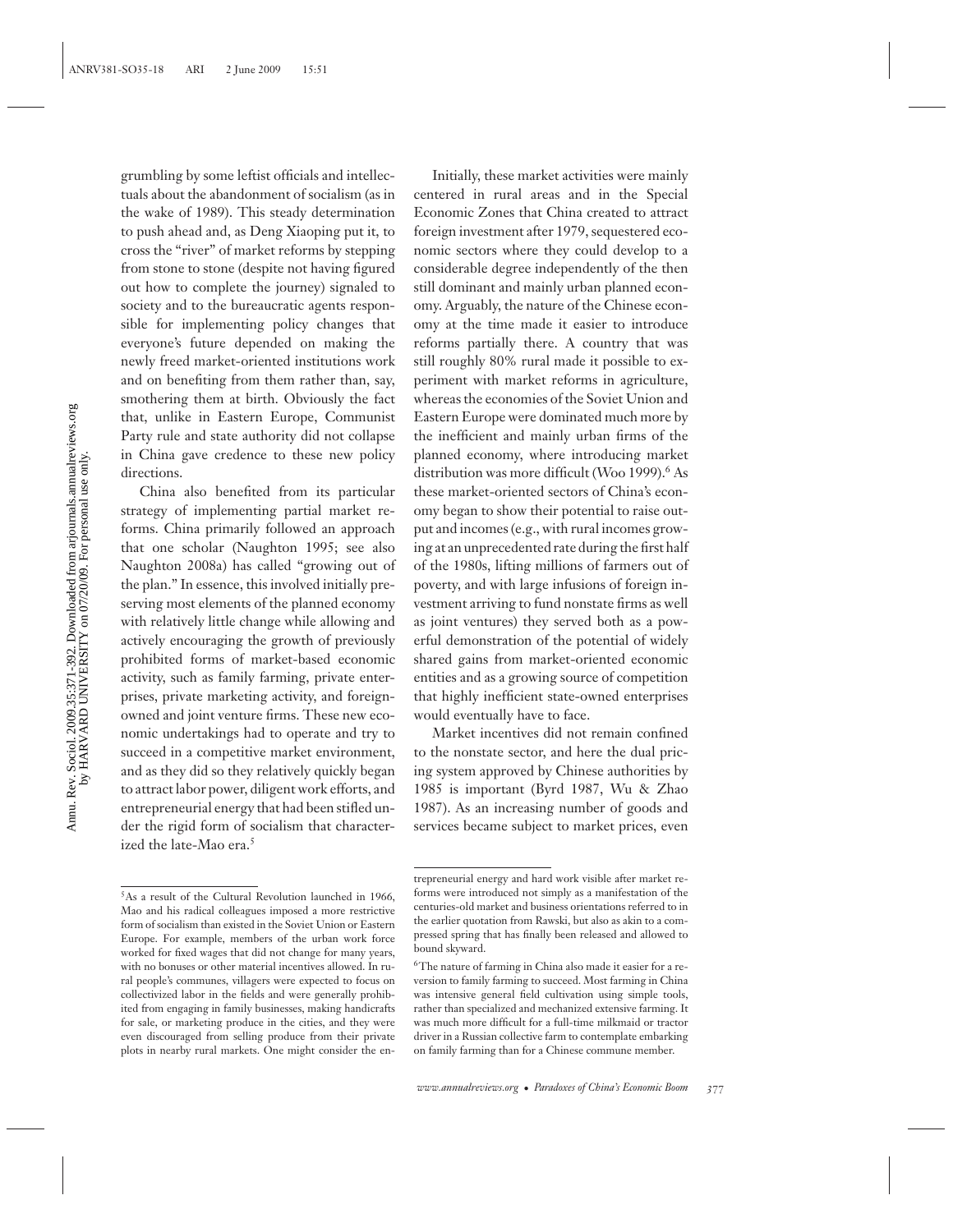grumbling by some leftist officials and intellectuals about the abandonment of socialism (as in the wake of 1989). This steady determination to push ahead and, as Deng Xiaoping put it, to cross the "river" of market reforms by stepping from stone to stone (despite not having figured out how to complete the journey) signaled to society and to the bureaucratic agents responsible for implementing policy changes that everyone's future depended on making the newly freed market-oriented institutions work and on benefiting from them rather than, say, smothering them at birth. Obviously the fact that, unlike in Eastern Europe, Communist Party rule and state authority did not collapse in China gave credence to these new policy directions.

China also benefited from its particular strategy of implementing partial market reforms. China primarily followed an approach that one scholar (Naughton 1995; see also Naughton 2008a) has called "growing out of the plan." In essence, this involved initially preserving most elements of the planned economy with relatively little change while allowing and actively encouraging the growth of previously prohibited forms of market-based economic activity, such as family farming, private enterprises, private marketing activity, and foreign-owned and joint venture firms. These new economic undertakings had to operate and try to succeed in a competitive market environment, and as they did so they relatively quickly began to attract labor power, diligent work efforts, and entrepreneurial energy that had been stifled under the rigid form of socialism that characterized the late-Mao era.[5]

Initially, these market activities were mainly centered in rural areas and in the Special Economic Zones that China created to attract foreign investment after 1979, sequestered economic sectors where they could develop to a considerable degree independently of the then still dominant and mainly urban planned economy. Arguably, the nature of the Chinese economy at the time made it easier to introduce reforms partially there. A country that was still roughly 80% rural made it possible to experiment with market reforms in agriculture, whereas the economies of the Soviet Union and Eastern Europe were dominated much more by the inefficient and mainly urban firms of the planned economy, where introducing market distribution was more difficult (Woo 1999).[6] As these market-oriented sectors of China's economy began to show their potential to raise output and incomes (e.g., with rural incomes growing at an unprecedented rate during the first half of the 1980s, lifting millions of farmers out of poverty, and with large infusions of foreign investment arriving to fund nonstate firms as well as joint ventures) they served both as a powerful demonstration of the potential of widely shared gains from market-oriented economic entities and as a growing source of competition that highly inefficient state-owned enterprises would eventually have to face.

Market incentives did not remain confined to the nonstate sector, and here the dual pricing system approved by Chinese authorities by 1985 is important (Byrd 1987, Wu & Zhao 1987). As an increasing number of goods and services became subject to market prices, even

---

[5]As a result of the Cultural Revolution launched in 1966, Mao and his radical colleagues imposed a more restrictive form of socialism than existed in the Soviet Union or Eastern Europe. For example, members of the urban work force worked for fixed wages that did not change for many years, with no bonuses or other material incentives allowed. In rural people's communes, villagers were expected to focus on collectivized labor in the fields and were generally prohibited from engaging in family businesses, making handicrafts for sale, or marketing produce in the cities, and they were even discouraged from selling produce from their private plots in nearby rural markets. One might consider the entrepreneurial energy and hard work visible after market reforms were introduced not simply as a manifestation of the centuries-old market and business orientations referred to in the earlier quotation from Rawski, but also as akin to a compressed spring that has finally been released and allowed to bound skyward.

[6]The nature of farming in China also made it easier for a reversion to family farming to succeed. Most farming in China was intensive general field cultivation using simple tools, rather than specialized and mechanized extensive farming. It was much more difficult for a full-time milkmaid or tractor driver in a Russian collective farm to contemplate embarking on family farming than for a Chinese commune member.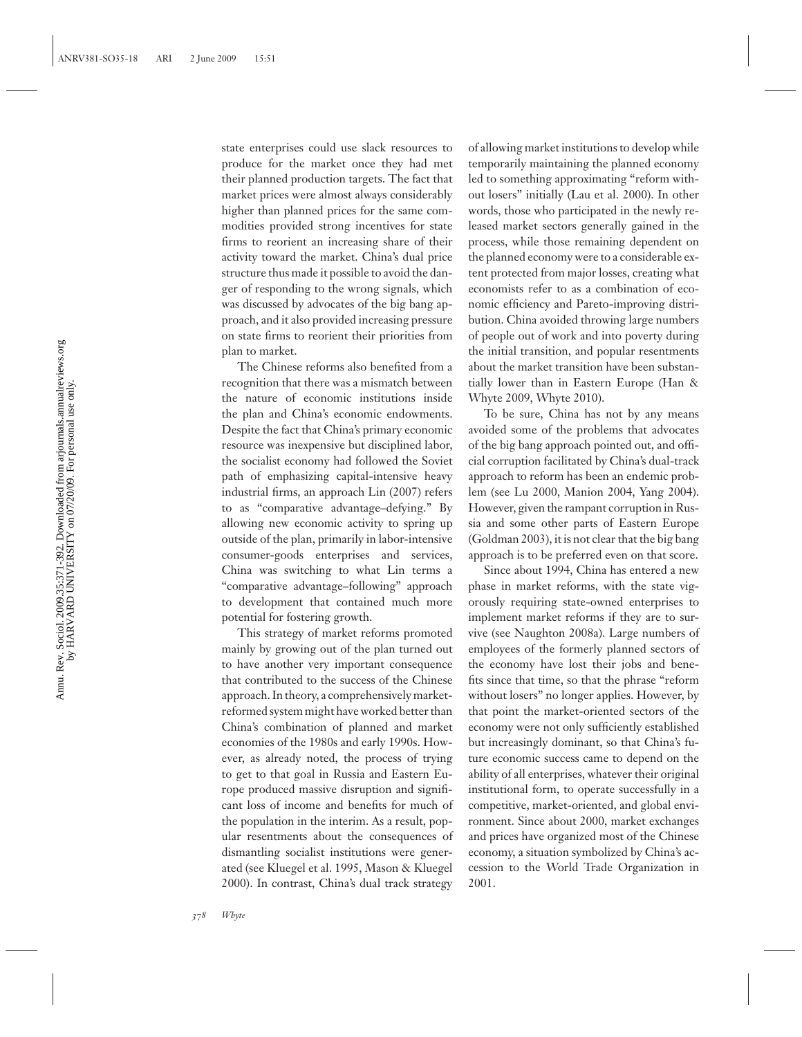state enterprises could use slack resources to produce for the market once they had met their planned production targets. The fact that market prices were almost always considerably higher than planned prices for the same commodities provided strong incentives for state firms to reorient an increasing share of their activity toward the market. China's dual price structure thus made it possible to avoid the danger of responding to the wrong signals, which was discussed by advocates of the big bang approach, and it also provided increasing pressure on state firms to reorient their priorities from plan to market.

The Chinese reforms also benefited from a recognition that there was a mismatch between the nature of economic institutions inside the plan and China's economic endowments. Despite the fact that China's primary economic resource was inexpensive but disciplined labor, the socialist economy had followed the Soviet path of emphasizing capital-intensive heavy industrial firms, an approach Lin (2007) refers to as "comparative advantage–defying." By allowing new economic activity to spring up outside of the plan, primarily in labor-intensive consumer-goods enterprises and services, China was switching to what Lin terms a "comparative advantage–following" approach to development that contained much more potential for fostering growth.

This strategy of market reforms promoted mainly by growing out of the plan turned out to have another very important consequence that contributed to the success of the Chinese approach. In theory, a comprehensively market-reformed system might have worked better than China's combination of planned and market economies of the 1980s and early 1990s. However, as already noted, the process of trying to get to that goal in Russia and Eastern Europe produced massive disruption and significant loss of income and benefits for much of the population in the interim. As a result, popular resentments about the consequences of dismantling socialist institutions were generated (see Kluegel et al. 1995, Mason & Kluegel 2000). In contrast, China's dual track strategy of allowing market institutions to develop while temporarily maintaining the planned economy led to something approximating "reform without losers" initially (Lau et al. 2000). In other words, those who participated in the newly released market sectors generally gained in the process, while those remaining dependent on the planned economy were to a considerable extent protected from major losses, creating what economists refer to as a combination of economic efficiency and Pareto-improving distribution. China avoided throwing large numbers of people out of work and into poverty during the initial transition, and popular resentments about the market transition have been substantially lower than in Eastern Europe (Han & Whyte 2009, Whyte 2010).

To be sure, China has not by any means avoided some of the problems that advocates of the big bang approach pointed out, and official corruption facilitated by China's dual-track approach to reform has been an endemic problem (see Lu 2000, Manion 2004, Yang 2004). However, given the rampant corruption in Russia and some other parts of Eastern Europe (Goldman 2003), it is not clear that the big bang approach is to be preferred even on that score.

Since about 1994, China has entered a new phase in market reforms, with the state vigorously requiring state-owned enterprises to implement market reforms if they are to survive (see Naughton 2008a). Large numbers of employees of the formerly planned sectors of the economy have lost their jobs and benefits since that time, so that the phrase "reform without losers" no longer applies. However, by that point the market-oriented sectors of the economy were not only sufficiently established but increasingly dominant, so that China's future economic success came to depend on the ability of all enterprises, whatever their original institutional form, to operate successfully in a competitive, market-oriented, and global environment. Since about 2000, market exchanges and prices have organized most of the Chinese economy, a situation symbolized by China's accession to the World Trade Organization in 2001.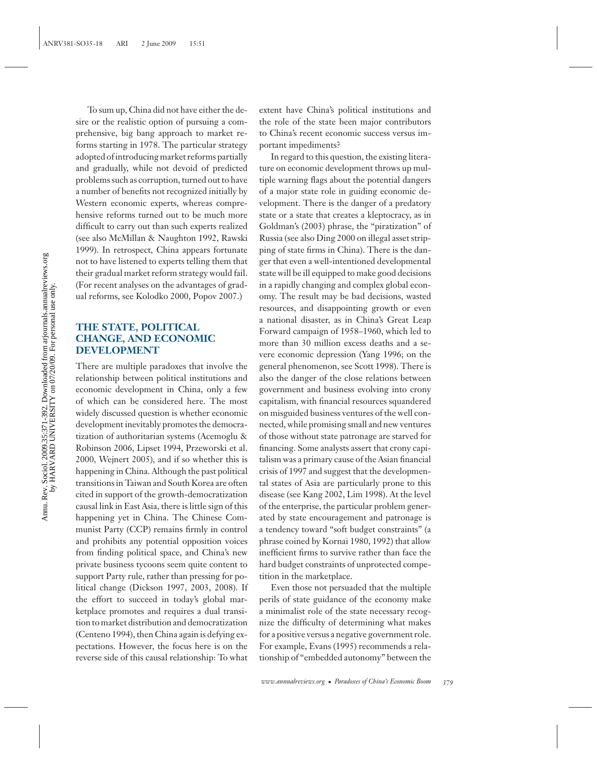To sum up, China did not have either the desire or the realistic option of pursuing a comprehensive, big bang approach to market reforms starting in 1978. The particular strategy adopted of introducing market reforms partially and gradually, while not devoid of predicted problems such as corruption, turned out to have a number of benefits not recognized initially by Western economic experts, whereas comprehensive reforms turned out to be much more difficult to carry out than such experts realized (see also McMillan & Naughton 1992, Rawski 1999). In retrospect, China appears fortunate not to have listened to experts telling them that their gradual market reform strategy would fail. (For recent analyses on the advantages of gradual reforms, see Kolodko 2000, Popov 2007.)

## THE STATE, POLITICAL CHANGE, AND ECONOMIC DEVELOPMENT

There are multiple paradoxes that involve the relationship between political institutions and economic development in China, only a few of which can be considered here. The most widely discussed question is whether economic development inevitably promotes the democratization of authoritarian systems (Acemoglu & Robinson 2006, Lipset 1994, Przeworski et al. 2000, Wejnert 2005), and if so whether this is happening in China. Although the past political transitions in Taiwan and South Korea are often cited in support of the growth-democratization causal link in East Asia, there is little sign of this happening yet in China. The Chinese Communist Party (CCP) remains firmly in control and prohibits any potential opposition voices from finding political space, and China's new private business tycoons seem quite content to support Party rule, rather than pressing for political change (Dickson 1997, 2003, 2008). If the effort to succeed in today's global marketplace promotes and requires a dual transition to market distribution and democratization (Centeno 1994), then China again is defying expectations. However, the focus here is on the reverse side of this causal relationship: To what extent have China's political institutions and the role of the state been major contributors to China's recent economic success versus important impediments?

In regard to this question, the existing literature on economic development throws up multiple warning flags about the potential dangers of a major state role in guiding economic development. There is the danger of a predatory state or a state that creates a kleptocracy, as in Goldman's (2003) phrase, the "piratization" of Russia (see also Ding 2000 on illegal asset stripping of state firms in China). There is the danger that even a well-intentioned developmental state will be ill equipped to make good decisions in a rapidly changing and complex global economy. The result may be bad decisions, wasted resources, and disappointing growth or even a national disaster, as in China's Great Leap Forward campaign of 1958–1960, which led to more than 30 million excess deaths and a severe economic depression (Yang 1996; on the general phenomenon, see Scott 1998). There is also the danger of the close relations between government and business evolving into crony capitalism, with financial resources squandered on misguided business ventures of the well connected, while promising small and new ventures of those without state patronage are starved for financing. Some analysts assert that crony capitalism was a primary cause of the Asian financial crisis of 1997 and suggest that the developmental states of Asia are particularly prone to this disease (see Kang 2002, Lim 1998). At the level of the enterprise, the particular problem generated by state encouragement and patronage is a tendency toward "soft budget constraints" (a phrase coined by Kornai 1980, 1992) that allow inefficient firms to survive rather than face the hard budget constraints of unprotected competition in the marketplace.

Even those not persuaded that the multiple perils of state guidance of the economy make a minimalist role of the state necessary recognize the difficulty of determining what makes for a positive versus a negative government role. For example, Evans (1995) recommends a relationship of "embedded autonomy" between the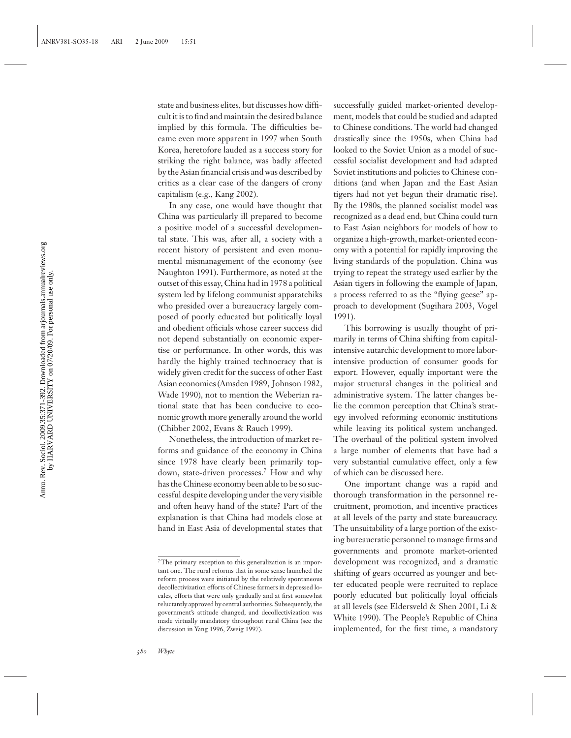state and business elites, but discusses how difficult it is to find and maintain the desired balance implied by this formula. The difficulties became even more apparent in 1997 when South Korea, heretofore lauded as a success story for striking the right balance, was badly affected by the Asian financial crisis and was described by critics as a clear case of the dangers of crony capitalism (e.g., Kang 2002).

In any case, one would have thought that China was particularly ill prepared to become a positive model of a successful developmental state. This was, after all, a society with a recent history of persistent and even monumental mismanagement of the economy (see Naughton 1991). Furthermore, as noted at the outset of this essay, China had in 1978 a political system led by lifelong communist apparatchiks who presided over a bureaucracy largely composed of poorly educated but politically loyal and obedient officials whose career success did not depend substantially on economic expertise or performance. In other words, this was hardly the highly trained technocracy that is widely given credit for the success of other East Asian economies (Amsden 1989, Johnson 1982, Wade 1990), not to mention the Weberian rational state that has been conducive to economic growth more generally around the world (Chibber 2002, Evans & Rauch 1999).

Nonetheless, the introduction of market reforms and guidance of the economy in China since 1978 have clearly been primarily top-down, state-driven processes.[7] How and why has the Chinese economy been able to be so successful despite developing under the very visible and often heavy hand of the state? Part of the explanation is that China had models close at hand in East Asia of developmental states that successfully guided market-oriented development, models that could be studied and adapted to Chinese conditions. The world had changed drastically since the 1950s, when China had looked to the Soviet Union as a model of successful socialist development and had adapted Soviet institutions and policies to Chinese conditions (and when Japan and the East Asian tigers had not yet begun their dramatic rise). By the 1980s, the planned socialist model was recognized as a dead end, but China could turn to East Asian neighbors for models of how to organize a high-growth, market-oriented economy with a potential for rapidly improving the living standards of the population. China was trying to repeat the strategy used earlier by the Asian tigers in following the example of Japan, a process referred to as the "flying geese" approach to development (Sugihara 2003, Vogel 1991).

This borrowing is usually thought of primarily in terms of China shifting from capital-intensive autarchic development to more labor-intensive production of consumer goods for export. However, equally important were the major structural changes in the political and administrative system. The latter changes belie the common perception that China's strategy involved reforming economic institutions while leaving its political system unchanged. The overhaul of the political system involved a large number of elements that have had a very substantial cumulative effect, only a few of which can be discussed here.

One important change was a rapid and thorough transformation in the personnel recruitment, promotion, and incentive practices at all levels of the party and state bureaucracy. The unsuitability of a large portion of the existing bureaucratic personnel to manage firms and governments and promote market-oriented development was recognized, and a dramatic shifting of gears occurred as younger and better educated people were recruited to replace poorly educated but politically loyal officials at all levels (see Eldersveld & Shen 2001, Li & White 1990). The People's Republic of China implemented, for the first time, a mandatory

[7] The primary exception to this generalization is an important one. The rural reforms that in some sense launched the reform process were initiated by the relatively spontaneous decollectivization efforts of Chinese farmers in depressed locales, efforts that were only gradually and at first somewhat reluctantly approved by central authorities. Subsequently, the government's attitude changed, and decollectivization was made virtually mandatory throughout rural China (see the discussion in Yang 1996, Zweig 1997).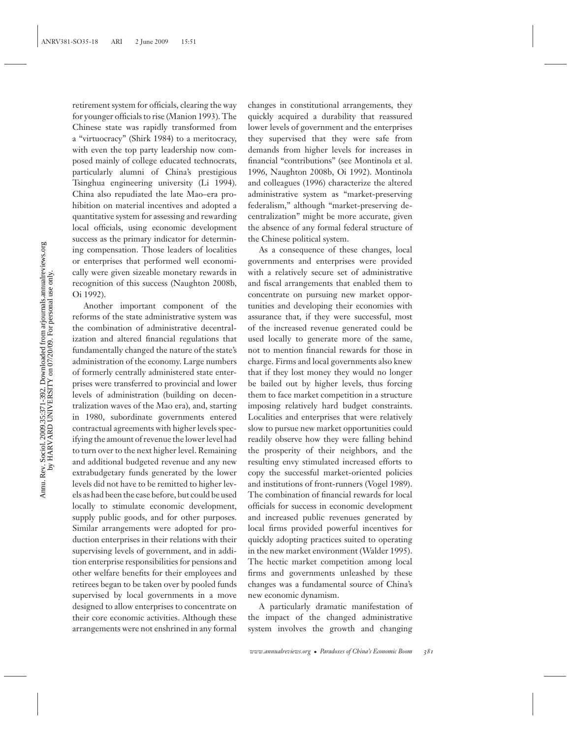retirement system for officials, clearing the way for younger officials to rise (Manion 1993). The Chinese state was rapidly transformed from a "virtuocracy" (Shirk 1984) to a meritocracy, with even the top party leadership now composed mainly of college educated technocrats, particularly alumni of China's prestigious Tsinghua engineering university (Li 1994). China also repudiated the late Mao–era prohibition on material incentives and adopted a quantitative system for assessing and rewarding local officials, using economic development success as the primary indicator for determining compensation. Those leaders of localities or enterprises that performed well economically were given sizeable monetary rewards in recognition of this success (Naughton 2008b, Oi 1992).

Another important component of the reforms of the state administrative system was the combination of administrative decentralization and altered financial regulations that fundamentally changed the nature of the state's administration of the economy. Large numbers of formerly centrally administered state enterprises were transferred to provincial and lower levels of administration (building on decentralization waves of the Mao era), and, starting in 1980, subordinate governments entered contractual agreements with higher levels specifying the amount of revenue the lower level had to turn over to the next higher level. Remaining and additional budgeted revenue and any new extrabudgetary funds generated by the lower levels did not have to be remitted to higher levels as had been the case before, but could be used locally to stimulate economic development, supply public goods, and for other purposes. Similar arrangements were adopted for production enterprises in their relations with their supervising levels of government, and in addition enterprise responsibilities for pensions and other welfare benefits for their employees and retirees began to be taken over by pooled funds supervised by local governments in a move designed to allow enterprises to concentrate on their core economic activities. Although these arrangements were not enshrined in any formal changes in constitutional arrangements, they quickly acquired a durability that reassured lower levels of government and the enterprises they supervised that they were safe from demands from higher levels for increases in financial "contributions" (see Montinola et al. 1996, Naughton 2008b, Oi 1992). Montinola and colleagues (1996) characterize the altered administrative system as "market-preserving federalism," although "market-preserving decentralization" might be more accurate, given the absence of any formal federal structure of the Chinese political system.

As a consequence of these changes, local governments and enterprises were provided with a relatively secure set of administrative and fiscal arrangements that enabled them to concentrate on pursuing new market opportunities and developing their economies with assurance that, if they were successful, most of the increased revenue generated could be used locally to generate more of the same, not to mention financial rewards for those in charge. Firms and local governments also knew that if they lost money they would no longer be bailed out by higher levels, thus forcing them to face market competition in a structure imposing relatively hard budget constraints. Localities and enterprises that were relatively slow to pursue new market opportunities could readily observe how they were falling behind the prosperity of their neighbors, and the resulting envy stimulated increased efforts to copy the successful market-oriented policies and institutions of front-runners (Vogel 1989). The combination of financial rewards for local officials for success in economic development and increased public revenues generated by local firms provided powerful incentives for quickly adopting practices suited to operating in the new market environment (Walder 1995). The hectic market competition among local firms and governments unleashed by these changes was a fundamental source of China's new economic dynamism.

A particularly dramatic manifestation of the impact of the changed administrative system involves the growth and changing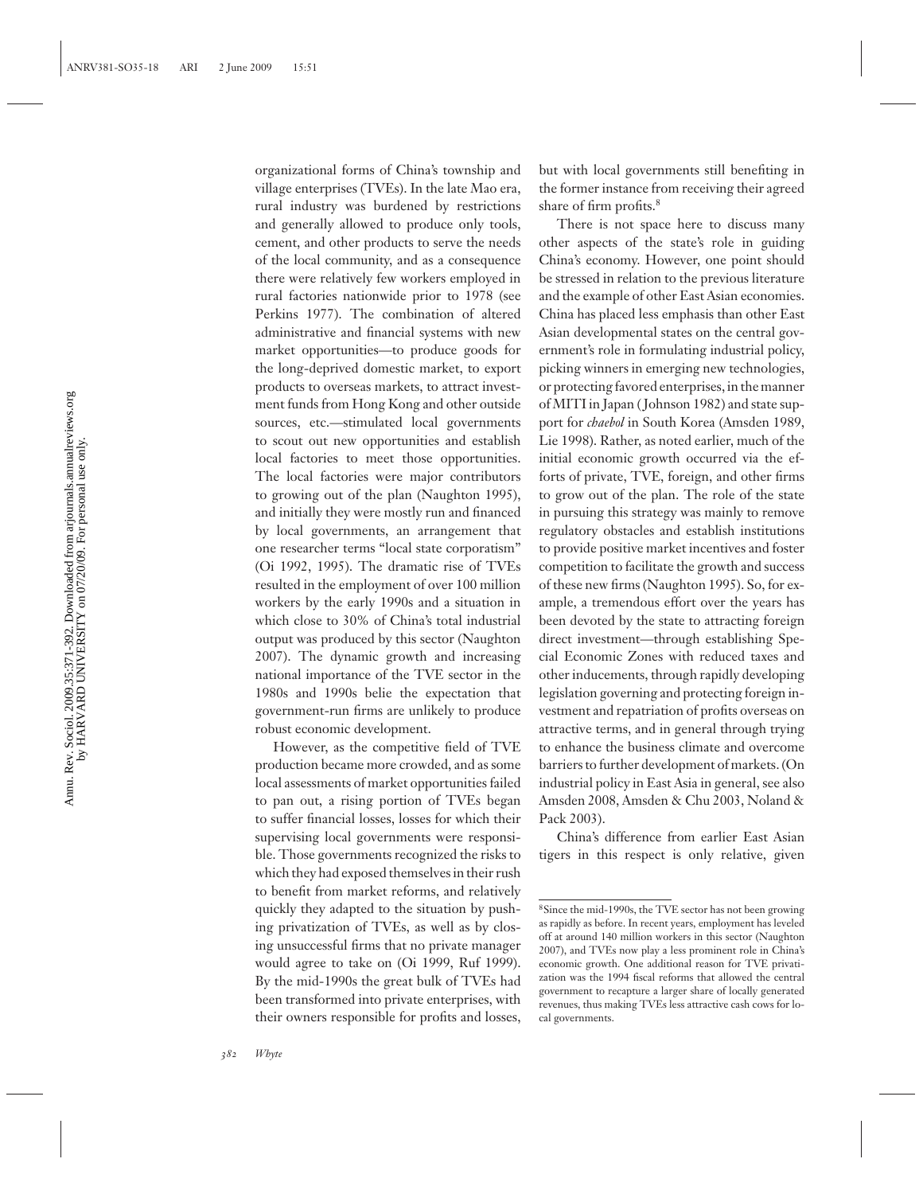organizational forms of China's township and village enterprises (TVEs). In the late Mao era, rural industry was burdened by restrictions and generally allowed to produce only tools, cement, and other products to serve the needs of the local community, and as a consequence there were relatively few workers employed in rural factories nationwide prior to 1978 (see Perkins 1977). The combination of altered administrative and financial systems with new market opportunities—to produce goods for the long-deprived domestic market, to export products to overseas markets, to attract investment funds from Hong Kong and other outside sources, etc.—stimulated local governments to scout out new opportunities and establish local factories to meet those opportunities. The local factories were major contributors to growing out of the plan (Naughton 1995), and initially they were mostly run and financed by local governments, an arrangement that one researcher terms "local state corporatism" (Oi 1992, 1995). The dramatic rise of TVEs resulted in the employment of over 100 million workers by the early 1990s and a situation in which close to 30% of China's total industrial output was produced by this sector (Naughton 2007). The dynamic growth and increasing national importance of the TVE sector in the 1980s and 1990s belie the expectation that government-run firms are unlikely to produce robust economic development.

However, as the competitive field of TVE production became more crowded, and as some local assessments of market opportunities failed to pan out, a rising portion of TVEs began to suffer financial losses, losses for which their supervising local governments were responsible. Those governments recognized the risks to which they had exposed themselves in their rush to benefit from market reforms, and relatively quickly they adapted to the situation by pushing privatization of TVEs, as well as by closing unsuccessful firms that no private manager would agree to take on (Oi 1999, Ruf 1999). By the mid-1990s the great bulk of TVEs had been transformed into private enterprises, with their owners responsible for profits and losses, but with local governments still benefiting in the former instance from receiving their agreed share of firm profits.[8]

There is not space here to discuss many other aspects of the state's role in guiding China's economy. However, one point should be stressed in relation to the previous literature and the example of other East Asian economies. China has placed less emphasis than other East Asian developmental states on the central government's role in formulating industrial policy, picking winners in emerging new technologies, or protecting favored enterprises, in the manner of MITI in Japan (Johnson 1982) and state support for *chaebol* in South Korea (Amsden 1989, Lie 1998). Rather, as noted earlier, much of the initial economic growth occurred via the efforts of private, TVE, foreign, and other firms to grow out of the plan. The role of the state in pursuing this strategy was mainly to remove regulatory obstacles and establish institutions to provide positive market incentives and foster competition to facilitate the growth and success of these new firms (Naughton 1995). So, for example, a tremendous effort over the years has been devoted by the state to attracting foreign direct investment—through establishing Special Economic Zones with reduced taxes and other inducements, through rapidly developing legislation governing and protecting foreign investment and repatriation of profits overseas on attractive terms, and in general through trying to enhance the business climate and overcome barriers to further development of markets. (On industrial policy in East Asia in general, see also Amsden 2008, Amsden & Chu 2003, Noland & Pack 2003).

China's difference from earlier East Asian tigers in this respect is only relative, given

[8] Since the mid-1990s, the TVE sector has not been growing as rapidly as before. In recent years, employment has leveled off at around 140 million workers in this sector (Naughton 2007), and TVEs now play a less prominent role in China's economic growth. One additional reason for TVE privatization was the 1994 fiscal reforms that allowed the central government to recapture a larger share of locally generated revenues, thus making TVEs less attractive cash cows for local governments.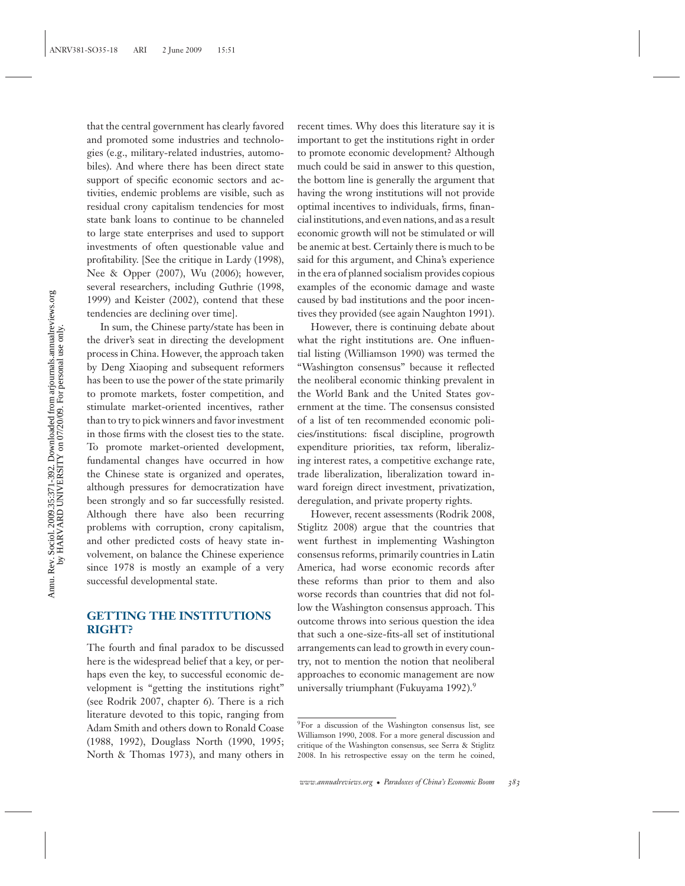that the central government has clearly favored and promoted some industries and technologies (e.g., military-related industries, automobiles). And where there has been direct state support of specific economic sectors and activities, endemic problems are visible, such as residual crony capitalism tendencies for most state bank loans to continue to be channeled to large state enterprises and used to support investments of often questionable value and profitability. [See the critique in Lardy (1998), Nee & Opper (2007), Wu (2006); however, several researchers, including Guthrie (1998, 1999) and Keister (2002), contend that these tendencies are declining over time].

In sum, the Chinese party/state has been in the driver's seat in directing the development process in China. However, the approach taken by Deng Xiaoping and subsequent reformers has been to use the power of the state primarily to promote markets, foster competition, and stimulate market-oriented incentives, rather than to try to pick winners and favor investment in those firms with the closest ties to the state. To promote market-oriented development, fundamental changes have occurred in how the Chinese state is organized and operates, although pressures for democratization have been strongly and so far successfully resisted. Although there have also been recurring problems with corruption, crony capitalism, and other predicted costs of heavy state involvement, on balance the Chinese experience since 1978 is mostly an example of a very successful developmental state.

## GETTING THE INSTITUTIONS RIGHT?

The fourth and final paradox to be discussed here is the widespread belief that a key, or perhaps even the key, to successful economic development is "getting the institutions right" (see Rodrik 2007, chapter 6). There is a rich literature devoted to this topic, ranging from Adam Smith and others down to Ronald Coase (1988, 1992), Douglass North (1990, 1995; North & Thomas 1973), and many others in recent times. Why does this literature say it is important to get the institutions right in order to promote economic development? Although much could be said in answer to this question, the bottom line is generally the argument that having the wrong institutions will not provide optimal incentives to individuals, firms, financial institutions, and even nations, and as a result economic growth will not be stimulated or will be anemic at best. Certainly there is much to be said for this argument, and China's experience in the era of planned socialism provides copious examples of the economic damage and waste caused by bad institutions and the poor incentives they provided (see again Naughton 1991).

However, there is continuing debate about what the right institutions are. One influential listing (Williamson 1990) was termed the "Washington consensus" because it reflected the neoliberal economic thinking prevalent in the World Bank and the United States government at the time. The consensus consisted of a list of ten recommended economic policies/institutions: fiscal discipline, progrowth expenditure priorities, tax reform, liberalizing interest rates, a competitive exchange rate, trade liberalization, liberalization toward inward foreign direct investment, privatization, deregulation, and private property rights.

However, recent assessments (Rodrik 2008, Stiglitz 2008) argue that the countries that went furthest in implementing Washington consensus reforms, primarily countries in Latin America, had worse economic records after these reforms than prior to them and also worse records than countries that did not follow the Washington consensus approach. This outcome throws into serious question the idea that such a one-size-fits-all set of institutional arrangements can lead to growth in every country, not to mention the notion that neoliberal approaches to economic management are now universally triumphant (Fukuyama 1992).[9]

[9]For a discussion of the Washington consensus list, see Williamson 1990, 2008. For a more general discussion and critique of the Washington consensus, see Serra & Stiglitz 2008. In his retrospective essay on the term he coined,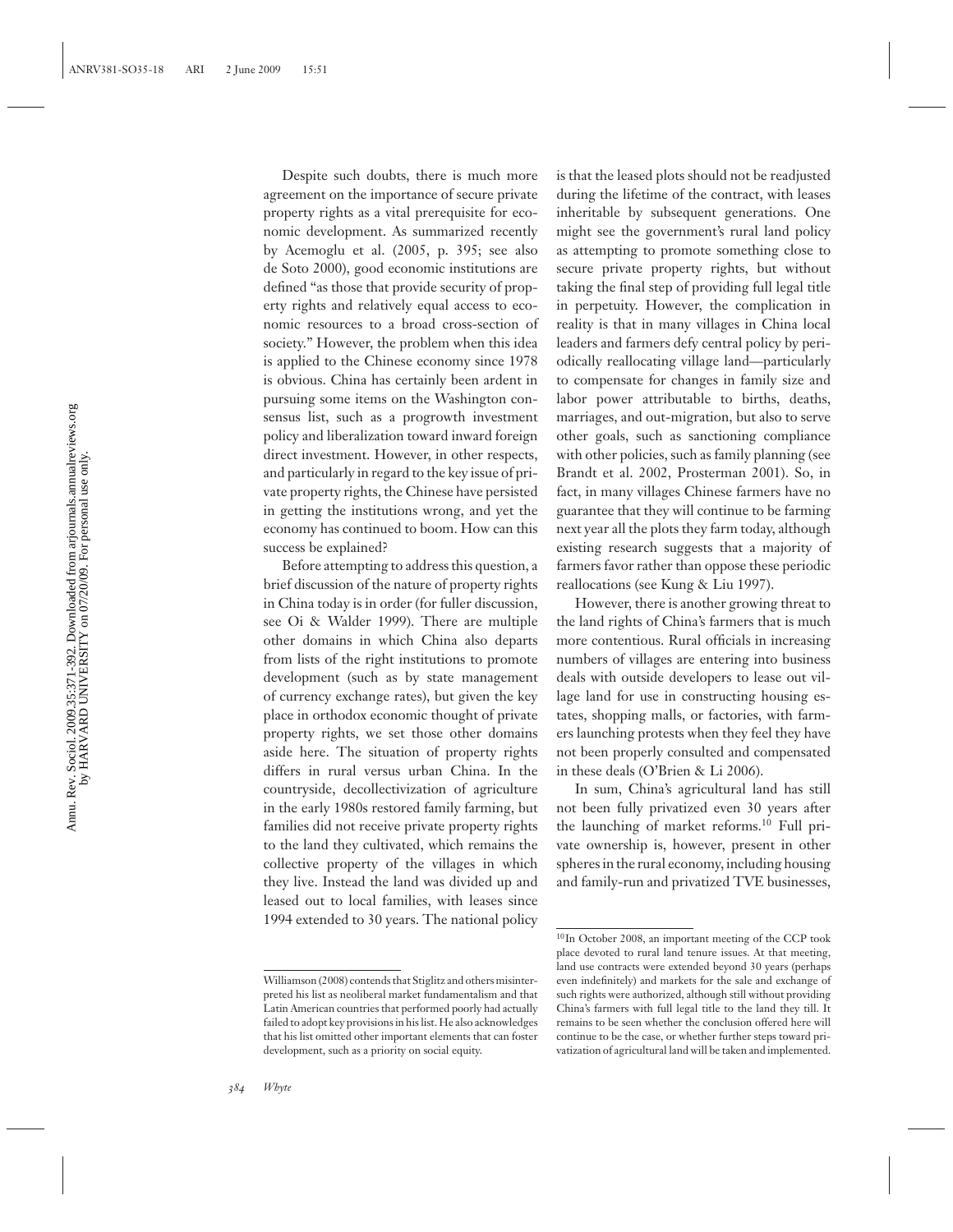Despite such doubts, there is much more agreement on the importance of secure private property rights as a vital prerequisite for economic development. As summarized recently by Acemoglu et al. (2005, p. 395; see also de Soto 2000), good economic institutions are defined "as those that provide security of property rights and relatively equal access to economic resources to a broad cross-section of society." However, the problem when this idea is applied to the Chinese economy since 1978 is obvious. China has certainly been ardent in pursuing some items on the Washington consensus list, such as a progrowth investment policy and liberalization toward inward foreign direct investment. However, in other respects, and particularly in regard to the key issue of private property rights, the Chinese have persisted in getting the institutions wrong, and yet the economy has continued to boom. How can this success be explained?

Before attempting to address this question, a brief discussion of the nature of property rights in China today is in order (for fuller discussion, see Oi & Walder 1999). There are multiple other domains in which China also departs from lists of the right institutions to promote development (such as by state management of currency exchange rates), but given the key place in orthodox economic thought of private property rights, we set those other domains aside here. The situation of property rights differs in rural versus urban China. In the countryside, decollectivization of agriculture in the early 1980s restored family farming, but families did not receive private property rights to the land they cultivated, which remains the collective property of the villages in which they live. Instead the land was divided up and leased out to local families, with leases since 1994 extended to 30 years. The national policy is that the leased plots should not be readjusted during the lifetime of the contract, with leases inheritable by subsequent generations. One might see the government's rural land policy as attempting to promote something close to secure private property rights, but without taking the final step of providing full legal title in perpetuity. However, the complication in reality is that in many villages in China local leaders and farmers defy central policy by periodically reallocating village land—particularly to compensate for changes in family size and labor power attributable to births, deaths, marriages, and out-migration, but also to serve other goals, such as sanctioning compliance with other policies, such as family planning (see Brandt et al. 2002, Prosterman 2001). So, in fact, in many villages Chinese farmers have no guarantee that they will continue to be farming next year all the plots they farm today, although existing research suggests that a majority of farmers favor rather than oppose these periodic reallocations (see Kung & Liu 1997).

However, there is another growing threat to the land rights of China's farmers that is much more contentious. Rural officials in increasing numbers of villages are entering into business deals with outside developers to lease out village land for use in constructing housing estates, shopping malls, or factories, with farmers launching protests when they feel they have not been properly consulted and compensated in these deals (O'Brien & Li 2006).

In sum, China's agricultural land has still not been fully privatized even 30 years after the launching of market reforms.[10] Full private ownership is, however, present in other spheres in the rural economy, including housing and family-run and privatized TVE businesses,

---

Williamson (2008) contends that Stiglitz and others misinterpreted his list as neoliberal market fundamentalism and that Latin American countries that performed poorly had actually failed to adopt key provisions in his list. He also acknowledges that his list omitted other important elements that can foster development, such as a priority on social equity.

[10] In October 2008, an important meeting of the CCP took place devoted to rural land tenure issues. At that meeting, land use contracts were extended beyond 30 years (perhaps even indefinitely) and markets for the sale and exchange of such rights were authorized, although still without providing China's farmers with full legal title to the land they till. It remains to be seen whether the conclusion offered here will continue to be the case, or whether further steps toward privatization of agricultural land will be taken and implemented.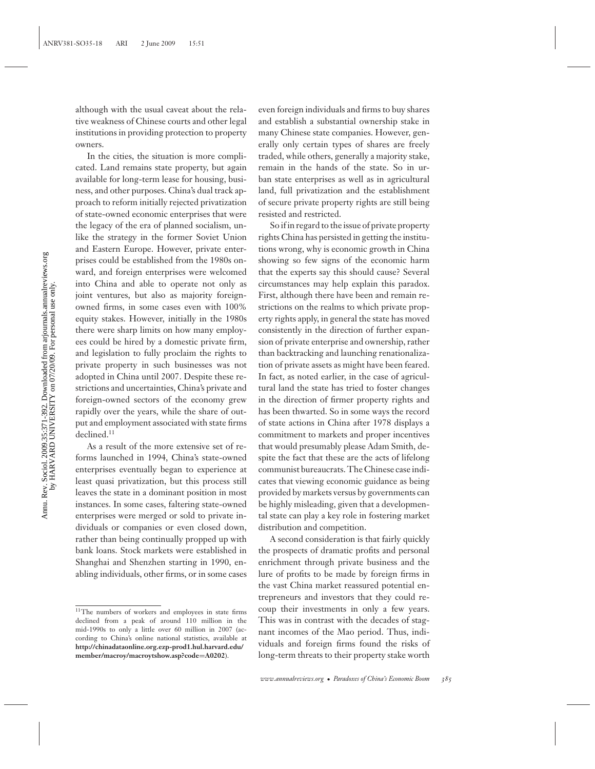although with the usual caveat about the relative weakness of Chinese courts and other legal institutions in providing protection to property owners.

In the cities, the situation is more complicated. Land remains state property, but again available for long-term lease for housing, business, and other purposes. China's dual track approach to reform initially rejected privatization of state-owned economic enterprises that were the legacy of the era of planned socialism, unlike the strategy in the former Soviet Union and Eastern Europe. However, private enterprises could be established from the 1980s onward, and foreign enterprises were welcomed into China and able to operate not only as joint ventures, but also as majority foreign-owned firms, in some cases even with 100% equity stakes. However, initially in the 1980s there were sharp limits on how many employees could be hired by a domestic private firm, and legislation to fully proclaim the rights to private property in such businesses was not adopted in China until 2007. Despite these restrictions and uncertainties, China's private and foreign-owned sectors of the economy grew rapidly over the years, while the share of output and employment associated with state firms declined.[11]

As a result of the more extensive set of reforms launched in 1994, China's state-owned enterprises eventually began to experience at least quasi privatization, but this process still leaves the state in a dominant position in most instances. In some cases, faltering state-owned enterprises were merged or sold to private individuals or companies or even closed down, rather than being continually propped up with bank loans. Stock markets were established in Shanghai and Shenzhen starting in 1990, enabling individuals, other firms, or in some cases even foreign individuals and firms to buy shares and establish a substantial ownership stake in many Chinese state companies. However, generally only certain types of shares are freely traded, while others, generally a majority stake, remain in the hands of the state. So in urban state enterprises as well as in agricultural land, full privatization and the establishment of secure private property rights are still being resisted and restricted.

So if in regard to the issue of private property rights China has persisted in getting the institutions wrong, why is economic growth in China showing so few signs of the economic harm that the experts say this should cause? Several circumstances may help explain this paradox. First, although there have been and remain restrictions on the realms to which private property rights apply, in general the state has moved consistently in the direction of further expansion of private enterprise and ownership, rather than backtracking and launching renationalization of private assets as might have been feared. In fact, as noted earlier, in the case of agricultural land the state has tried to foster changes in the direction of firmer property rights and has been thwarted. So in some ways the record of state actions in China after 1978 displays a commitment to markets and proper incentives that would presumably please Adam Smith, despite the fact that these are the acts of lifelong communist bureaucrats. The Chinese case indicates that viewing economic guidance as being provided by markets versus by governments can be highly misleading, given that a developmental state can play a key role in fostering market distribution and competition.

A second consideration is that fairly quickly the prospects of dramatic profits and personal enrichment through private business and the lure of profits to be made by foreign firms in the vast China market reassured potential entrepreneurs and investors that they could recoup their investments in only a few years. This was in contrast with the decades of stagnant incomes of the Mao period. Thus, individuals and foreign firms found the risks of long-term threats to their property stake worth

[11]The numbers of workers and employees in state firms declined from a peak of around 110 million in the mid-1990s to only a little over 60 million in 2007 (according to China's online national statistics, available at **http://chinadataonline.org.ezp-prod1.hul.harvard.edu/member/macroy/macroytshow.asp?code=A0202**).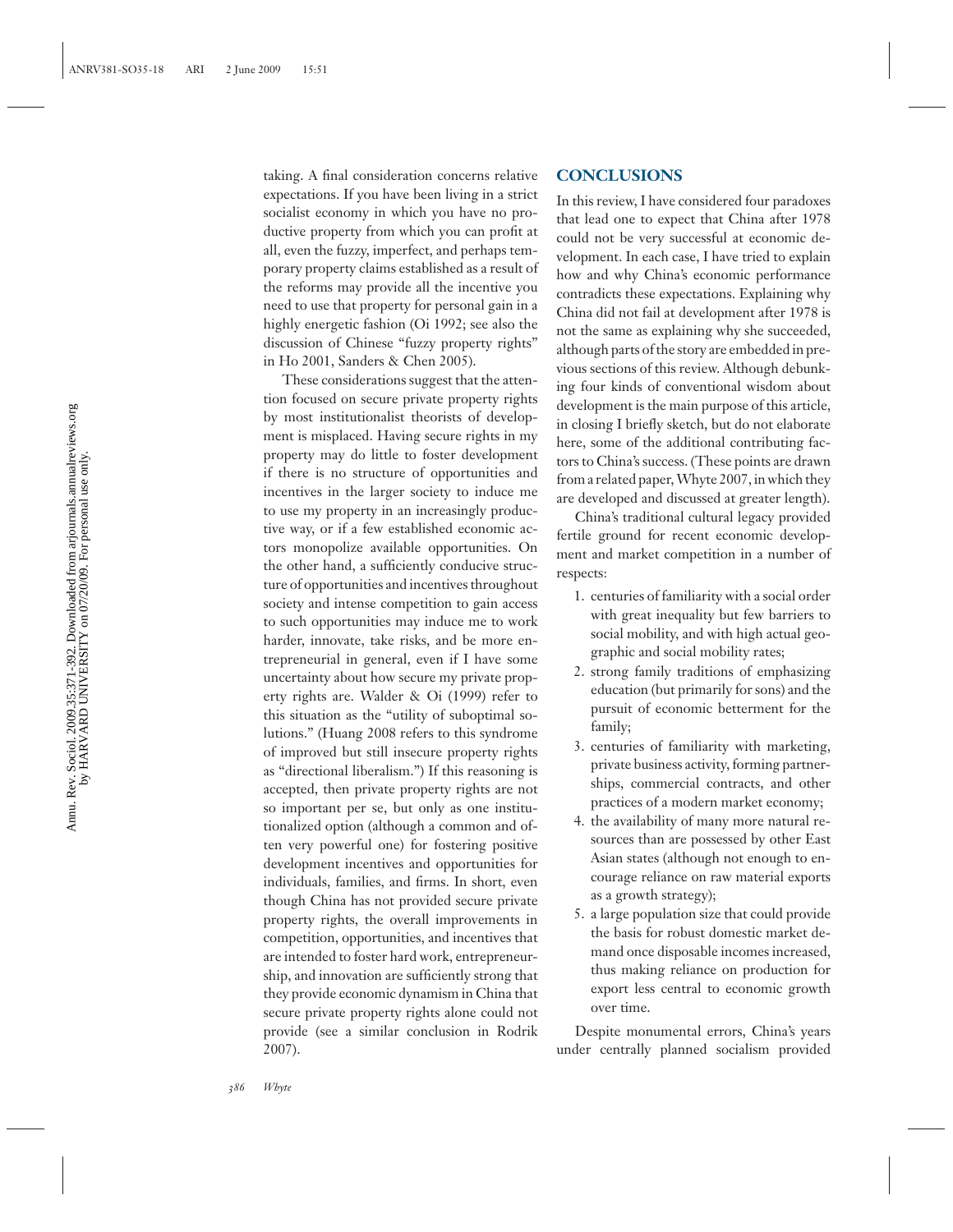taking. A final consideration concerns relative expectations. If you have been living in a strict socialist economy in which you have no productive property from which you can profit at all, even the fuzzy, imperfect, and perhaps temporary property claims established as a result of the reforms may provide all the incentive you need to use that property for personal gain in a highly energetic fashion (Oi 1992; see also the discussion of Chinese "fuzzy property rights" in Ho 2001, Sanders & Chen 2005).

These considerations suggest that the attention focused on secure private property rights by most institutionalist theorists of development is misplaced. Having secure rights in my property may do little to foster development if there is no structure of opportunities and incentives in the larger society to induce me to use my property in an increasingly productive way, or if a few established economic actors monopolize available opportunities. On the other hand, a sufficiently conducive structure of opportunities and incentives throughout society and intense competition to gain access to such opportunities may induce me to work harder, innovate, take risks, and be more entrepreneurial in general, even if I have some uncertainty about how secure my private property rights are. Walder & Oi (1999) refer to this situation as the "utility of suboptimal solutions." (Huang 2008 refers to this syndrome of improved but still insecure property rights as "directional liberalism.") If this reasoning is accepted, then private property rights are not so important per se, but only as one institutionalized option (although a common and often very powerful one) for fostering positive development incentives and opportunities for individuals, families, and firms. In short, even though China has not provided secure private property rights, the overall improvements in competition, opportunities, and incentives that are intended to foster hard work, entrepreneurship, and innovation are sufficiently strong that they provide economic dynamism in China that secure private property rights alone could not provide (see a similar conclusion in Rodrik 2007).

## CONCLUSIONS

In this review, I have considered four paradoxes that lead one to expect that China after 1978 could not be very successful at economic development. In each case, I have tried to explain how and why China's economic performance contradicts these expectations. Explaining why China did not fail at development after 1978 is not the same as explaining why she succeeded, although parts of the story are embedded in previous sections of this review. Although debunking four kinds of conventional wisdom about development is the main purpose of this article, in closing I briefly sketch, but do not elaborate here, some of the additional contributing factors to China's success. (These points are drawn from a related paper, Whyte 2007, in which they are developed and discussed at greater length).

China's traditional cultural legacy provided fertile ground for recent economic development and market competition in a number of respects:

1. centuries of familiarity with a social order with great inequality but few barriers to social mobility, and with high actual geographic and social mobility rates;
2. strong family traditions of emphasizing education (but primarily for sons) and the pursuit of economic betterment for the family;
3. centuries of familiarity with marketing, private business activity, forming partnerships, commercial contracts, and other practices of a modern market economy;
4. the availability of many more natural resources than are possessed by other East Asian states (although not enough to encourage reliance on raw material exports as a growth strategy);
5. a large population size that could provide the basis for robust domestic market demand once disposable incomes increased, thus making reliance on production for export less central to economic growth over time.

Despite monumental errors, China's years under centrally planned socialism provided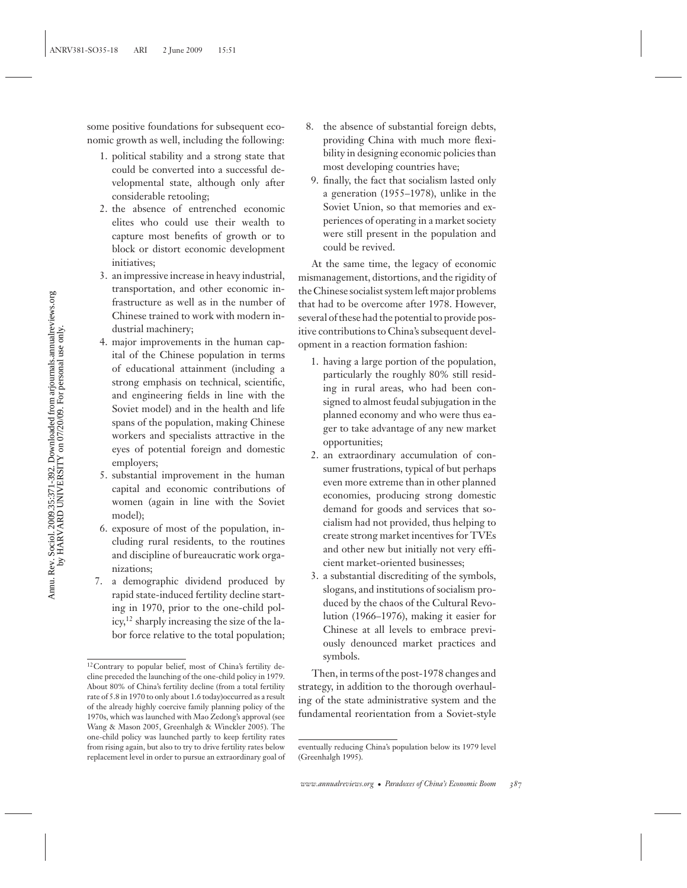some positive foundations for subsequent economic growth as well, including the following:

1. political stability and a strong state that could be converted into a successful developmental state, although only after considerable retooling;
2. the absence of entrenched economic elites who could use their wealth to capture most benefits of growth or to block or distort economic development initiatives;
3. an impressive increase in heavy industrial, transportation, and other economic infrastructure as well as in the number of Chinese trained to work with modern industrial machinery;
4. major improvements in the human capital of the Chinese population in terms of educational attainment (including a strong emphasis on technical, scientific, and engineering fields in line with the Soviet model) and in the health and life spans of the population, making Chinese workers and specialists attractive in the eyes of potential foreign and domestic employers;
5. substantial improvement in the human capital and economic contributions of women (again in line with the Soviet model);
6. exposure of most of the population, including rural residents, to the routines and discipline of bureaucratic work organizations;
7. a demographic dividend produced by rapid state-induced fertility decline starting in 1970, prior to the one-child policy,[12] sharply increasing the size of the labor force relative to the total population;
8. the absence of substantial foreign debts, providing China with much more flexibility in designing economic policies than most developing countries have;
9. finally, the fact that socialism lasted only a generation (1955–1978), unlike in the Soviet Union, so that memories and experiences of operating in a market society were still present in the population and could be revived.

At the same time, the legacy of economic mismanagement, distortions, and the rigidity of the Chinese socialist system left major problems that had to be overcome after 1978. However, several of these had the potential to provide positive contributions to China's subsequent development in a reaction formation fashion:

1. having a large portion of the population, particularly the roughly 80% still residing in rural areas, who had been consigned to almost feudal subjugation in the planned economy and who were thus eager to take advantage of any new market opportunities;
2. an extraordinary accumulation of consumer frustrations, typical of but perhaps even more extreme than in other planned economies, producing strong domestic demand for goods and services that socialism had not provided, thus helping to create strong market incentives for TVEs and other new but initially not very efficient market-oriented businesses;
3. a substantial discrediting of the symbols, slogans, and institutions of socialism produced by the chaos of the Cultural Revolution (1966–1976), making it easier for Chinese at all levels to embrace previously denounced market practices and symbols.

Then, in terms of the post-1978 changes and strategy, in addition to the thorough overhauling of the state administrative system and the fundamental reorientation from a Soviet-style

---

[12] Contrary to popular belief, most of China's fertility decline preceded the launching of the one-child policy in 1979. About 80% of China's fertility decline (from a total fertility rate of 5.8 in 1970 to only about 1.6 today)occurred as a result of the already highly coercive family planning policy of the 1970s, which was launched with Mao Zedong's approval (see Wang & Mason 2005, Greenhalgh & Winckler 2005). The one-child policy was launched partly to keep fertility rates from rising again, but also to try to drive fertility rates below replacement level in order to pursue an extraordinary goal of eventually reducing China's population below its 1979 level (Greenhalgh 1995).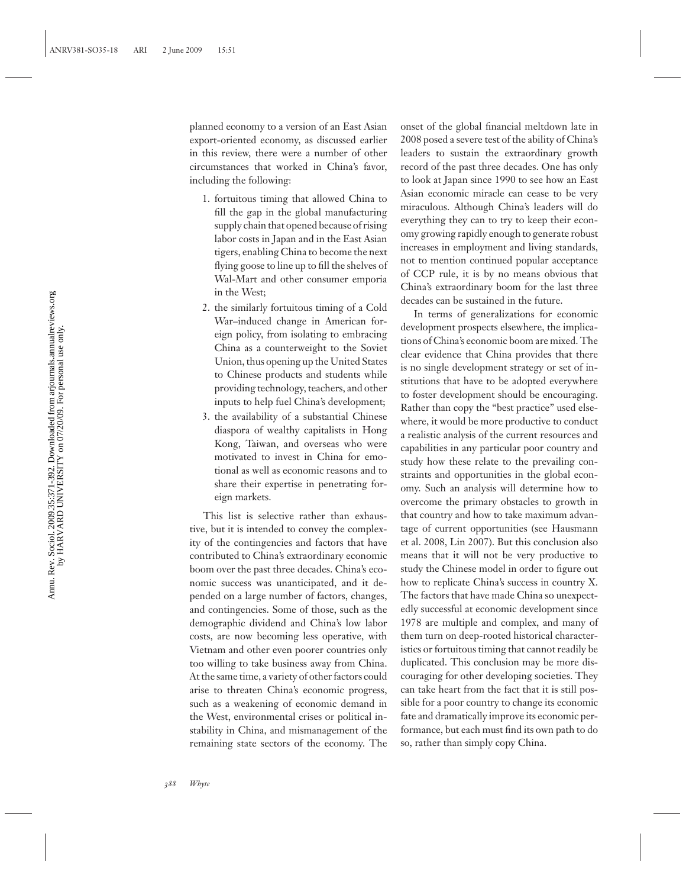planned economy to a version of an East Asian export-oriented economy, as discussed earlier in this review, there were a number of other circumstances that worked in China's favor, including the following:

1. fortuitous timing that allowed China to fill the gap in the global manufacturing supply chain that opened because of rising labor costs in Japan and in the East Asian tigers, enabling China to become the next flying goose to line up to fill the shelves of Wal-Mart and other consumer emporia in the West;
2. the similarly fortuitous timing of a Cold War–induced change in American foreign policy, from isolating to embracing China as a counterweight to the Soviet Union, thus opening up the United States to Chinese products and students while providing technology, teachers, and other inputs to help fuel China's development;
3. the availability of a substantial Chinese diaspora of wealthy capitalists in Hong Kong, Taiwan, and overseas who were motivated to invest in China for emotional as well as economic reasons and to share their expertise in penetrating foreign markets.

This list is selective rather than exhaustive, but it is intended to convey the complexity of the contingencies and factors that have contributed to China's extraordinary economic boom over the past three decades. China's economic success was unanticipated, and it depended on a large number of factors, changes, and contingencies. Some of those, such as the demographic dividend and China's low labor costs, are now becoming less operative, with Vietnam and other even poorer countries only too willing to take business away from China. At the same time, a variety of other factors could arise to threaten China's economic progress, such as a weakening of economic demand in the West, environmental crises or political instability in China, and mismanagement of the remaining state sectors of the economy. The onset of the global financial meltdown late in 2008 posed a severe test of the ability of China's leaders to sustain the extraordinary growth record of the past three decades. One has only to look at Japan since 1990 to see how an East Asian economic miracle can cease to be very miraculous. Although China's leaders will do everything they can to try to keep their economy growing rapidly enough to generate robust increases in employment and living standards, not to mention continued popular acceptance of CCP rule, it is by no means obvious that China's extraordinary boom for the last three decades can be sustained in the future.

In terms of generalizations for economic development prospects elsewhere, the implications of China's economic boom are mixed. The clear evidence that China provides that there is no single development strategy or set of institutions that have to be adopted everywhere to foster development should be encouraging. Rather than copy the "best practice" used elsewhere, it would be more productive to conduct a realistic analysis of the current resources and capabilities in any particular poor country and study how these relate to the prevailing constraints and opportunities in the global economy. Such an analysis will determine how to overcome the primary obstacles to growth in that country and how to take maximum advantage of current opportunities (see Hausmann et al. 2008, Lin 2007). But this conclusion also means that it will not be very productive to study the Chinese model in order to figure out how to replicate China's success in country X. The factors that have made China so unexpectedly successful at economic development since 1978 are multiple and complex, and many of them turn on deep-rooted historical characteristics or fortuitous timing that cannot readily be duplicated. This conclusion may be more discouraging for other developing societies. They can take heart from the fact that it is still possible for a poor country to change its economic fate and dramatically improve its economic performance, but each must find its own path to do so, rather than simply copy China.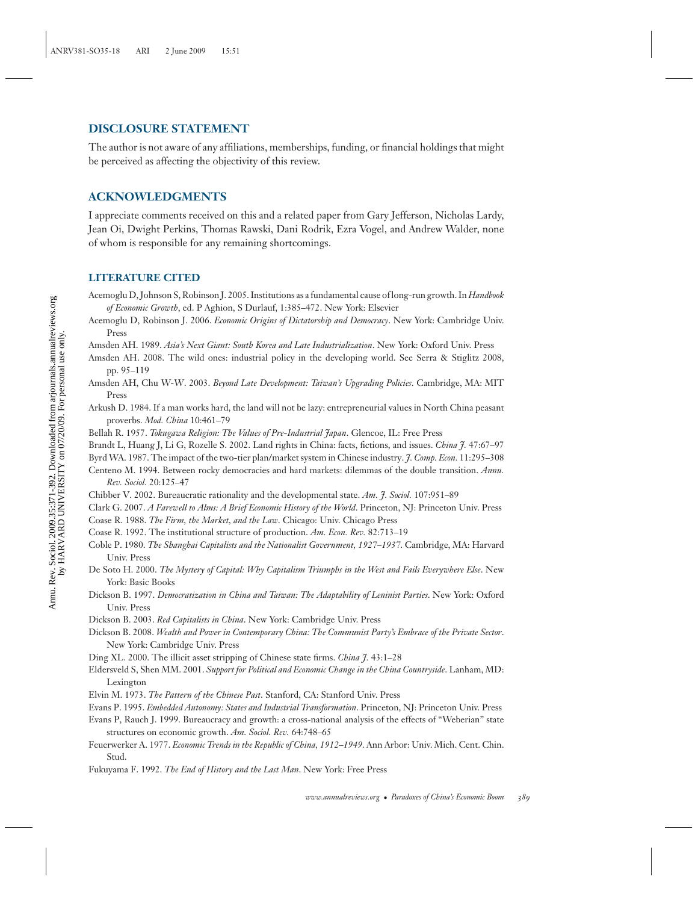## DISCLOSURE STATEMENT

The author is not aware of any affiliations, memberships, funding, or financial holdings that might be perceived as affecting the objectivity of this review.

## ACKNOWLEDGMENTS

I appreciate comments received on this and a related paper from Gary Jefferson, Nicholas Lardy, Jean Oi, Dwight Perkins, Thomas Rawski, Dani Rodrik, Ezra Vogel, and Andrew Walder, none of whom is responsible for any remaining shortcomings.

## LITERATURE CITED

Acemoglu D, Johnson S, Robinson J. 2005. Institutions as a fundamental cause of long-run growth. In *Handbook of Economic Growth*, ed. P Aghion, S Durlauf, 1:385–472. New York: Elsevier

Acemoglu D, Robinson J. 2006. *Economic Origins of Dictatorship and Democracy*. New York: Cambridge Univ. Press

Amsden AH. 1989. *Asia's Next Giant: South Korea and Late Industrialization*. New York: Oxford Univ. Press

Amsden AH. 2008. The wild ones: industrial policy in the developing world. See Serra & Stiglitz 2008, pp. 95–119

Amsden AH, Chu W-W. 2003. *Beyond Late Development: Taiwan's Upgrading Policies*. Cambridge, MA: MIT Press

Arkush D. 1984. If a man works hard, the land will not be lazy: entrepreneurial values in North China peasant proverbs. *Mod. China* 10:461–79

Bellah R. 1957. *Tokugawa Religion: The Values of Pre-Industrial Japan*. Glencoe, IL: Free Press

Brandt L, Huang J, Li G, Rozelle S. 2002. Land rights in China: facts, fictions, and issues. *China J.* 47:67–97

Byrd WA. 1987. The impact of the two-tier plan/market system in Chinese industry. *J. Comp. Econ.* 11:295–308

Centeno M. 1994. Between rocky democracies and hard markets: dilemmas of the double transition. *Annu. Rev. Sociol.* 20:125–47

Chibber V. 2002. Bureaucratic rationality and the developmental state. *Am. J. Sociol.* 107:951–89

Clark G. 2007. *A Farewell to Alms: A Brief Economic History of the World*. Princeton, NJ: Princeton Univ. Press

Coase R. 1988. *The Firm, the Market, and the Law*. Chicago: Univ. Chicago Press

Coase R. 1992. The institutional structure of production. *Am. Econ. Rev.* 82:713–19

Coble P. 1980. *The Shanghai Capitalists and the Nationalist Government, 1927–1937*. Cambridge, MA: Harvard Univ. Press

De Soto H. 2000. *The Mystery of Capital: Why Capitalism Triumphs in the West and Fails Everywhere Else*. New York: Basic Books

Dickson B. 1997. *Democratization in China and Taiwan: The Adaptability of Leninist Parties*. New York: Oxford Univ. Press

Dickson B. 2003. *Red Capitalists in China*. New York: Cambridge Univ. Press

Dickson B. 2008. *Wealth and Power in Contemporary China: The Communist Party's Embrace of the Private Sector*. New York: Cambridge Univ. Press

Ding XL. 2000. The illicit asset stripping of Chinese state firms. *China J.* 43:1–28

Eldersveld S, Shen MM. 2001. *Support for Political and Economic Change in the China Countryside*. Lanham, MD: Lexington

Elvin M. 1973. *The Pattern of the Chinese Past*. Stanford, CA: Stanford Univ. Press

Evans P. 1995. *Embedded Autonomy: States and Industrial Transformation*. Princeton, NJ: Princeton Univ. Press

Evans P, Rauch J. 1999. Bureaucracy and growth: a cross-national analysis of the effects of "Weberian" state structures on economic growth. *Am. Sociol. Rev.* 64:748–65

Feuerwerker A. 1977. *Economic Trends in the Republic of China, 1912–1949*. Ann Arbor: Univ. Mich. Cent. Chin. Stud.

Fukuyama F. 1992. *The End of History and the Last Man*. New York: Free Press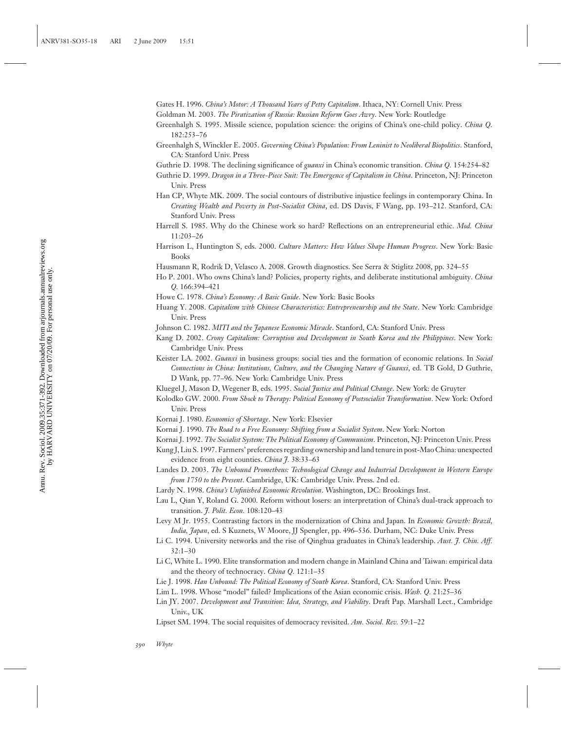Gates H. 1996. *China's Motor: A Thousand Years of Petty Capitalism*. Ithaca, NY: Cornell Univ. Press

Goldman M. 2003. *The Piratization of Russia: Russian Reform Goes Awry*. New York: Routledge

Greenhalgh S. 1995. Missile science, population science: the origins of China's one-child policy. *China Q.* 182:253–76

Greenhalgh S, Winckler E. 2005. *Governing China's Population: From Leninist to Neoliberal Biopolitics*. Stanford, CA: Stanford Univ. Press

Guthrie D. 1998. The declining significance of *guanxi* in China's economic transition. *China Q.* 154:254–82

Guthrie D. 1999. *Dragon in a Three-Piece Suit: The Emergence of Capitalism in China*. Princeton, NJ: Princeton Univ. Press

Han CP, Whyte MK. 2009. The social contours of distributive injustice feelings in contemporary China. In *Creating Wealth and Poverty in Post-Socialist China*, ed. DS Davis, F Wang, pp. 193–212. Stanford, CA: Stanford Univ. Press

Harrell S. 1985. Why do the Chinese work so hard? Reflections on an entrepreneurial ethic. *Mod. China* 11:203–26

Harrison L, Huntington S, eds. 2000. *Culture Matters: How Values Shape Human Progress*. New York: Basic Books

Hausmann R, Rodrik D, Velasco A. 2008. Growth diagnostics. See Serra & Stiglitz 2008, pp. 324–55

Ho P. 2001. Who owns China's land? Policies, property rights, and deliberate institutional ambiguity. *China Q.* 166:394–421

Howe C. 1978. *China's Economy: A Basic Guide*. New York: Basic Books

Huang Y. 2008. *Capitalism with Chinese Characteristics: Entrepreneurship and the State*. New York: Cambridge Univ. Press

Johnson C. 1982. *MITI and the Japanese Economic Miracle*. Stanford, CA: Stanford Univ. Press

Kang D. 2002. *Crony Capitalism: Corruption and Development in South Korea and the Philippines*. New York: Cambridge Univ. Press

Keister LA. 2002. *Guanxi* in business groups: social ties and the formation of economic relations. In *Social Connections in China: Institutions, Culture, and the Changing Nature of Guanxi*, ed. TB Gold, D Guthrie, D Wank, pp. 77–96. New York: Cambridge Univ. Press

Kluegel J, Mason D, Wegener B, eds. 1995. *Social Justice and Political Change*. New York: de Gruyter

Kolodko GW. 2000. *From Shock to Therapy: Political Economy of Postsocialist Transformation*. New York: Oxford Univ. Press

Kornai J. 1980. *Economics of Shortage*. New York: Elsevier

Kornai J. 1990. *The Road to a Free Economy: Shifting from a Socialist System*. New York: Norton

Kornai J. 1992. *The Socialist System: The Political Economy of Communism*. Princeton, NJ: Princeton Univ. Press

Kung J, Liu S. 1997. Farmers' preferences regarding ownership and land tenure in post-Mao China: unexpected evidence from eight counties. *China J.* 38:33–63

Landes D. 2003. *The Unbound Prometheus: Technological Change and Industrial Development in Western Europe from 1750 to the Present*. Cambridge, UK: Cambridge Univ. Press. 2nd ed.

Lardy N. 1998. *China's Unfinished Economic Revolution*. Washington, DC: Brookings Inst.

Lau L, Qian Y, Roland G. 2000. Reform without losers: an interpretation of China's dual-track approach to transition. *J. Polit. Econ.* 108:120–43

Levy M Jr. 1955. Contrasting factors in the modernization of China and Japan. In *Economic Growth: Brazil, India, Japan*, ed. S Kuznets, W Moore, JJ Spengler, pp. 496–536. Durham, NC: Duke Univ. Press

Li C. 1994. University networks and the rise of Qinghua graduates in China's leadership. *Aust. J. Chin. Aff.* 32:1–30

Li C, White L. 1990. Elite transformation and modern change in Mainland China and Taiwan: empirical data and the theory of technocracy. *China Q.* 121:1–35

Lie J. 1998. *Han Unbound: The Political Economy of South Korea*. Stanford, CA: Stanford Univ. Press

Lim L. 1998. Whose "model" failed? Implications of the Asian economic crisis. *Wash. Q.* 21:25–36

Lin JY. 2007. *Development and Transition: Idea, Strategy, and Viability*. Draft Pap. Marshall Lect., Cambridge Univ., UK

Lipset SM. 1994. The social requisites of democracy revisited. *Am. Sociol. Rev.* 59:1–22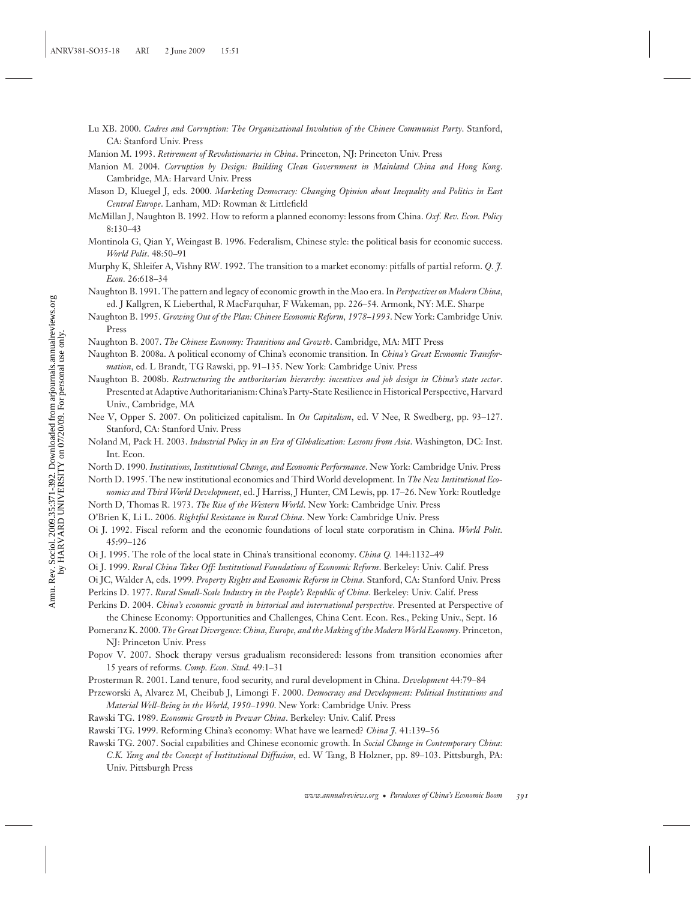Lu XB. 2000. *Cadres and Corruption: The Organizational Involution of the Chinese Communist Party*. Stanford, CA: Stanford Univ. Press

Manion M. 1993. *Retirement of Revolutionaries in China*. Princeton, NJ: Princeton Univ. Press

Manion M. 2004. *Corruption by Design: Building Clean Government in Mainland China and Hong Kong*. Cambridge, MA: Harvard Univ. Press

Mason D, Kluegel J, eds. 2000. *Marketing Democracy: Changing Opinion about Inequality and Politics in East Central Europe*. Lanham, MD: Rowman & Littlefield

McMillan J, Naughton B. 1992. How to reform a planned economy: lessons from China. *Oxf. Rev. Econ. Policy* 8:130–43

Montinola G, Qian Y, Weingast B. 1996. Federalism, Chinese style: the political basis for economic success. *World Polit*. 48:50–91

Murphy K, Shleifer A, Vishny RW. 1992. The transition to a market economy: pitfalls of partial reform. *Q. J. Econ.* 26:618–34

Naughton B. 1991. The pattern and legacy of economic growth in the Mao era. In *Perspectives on Modern China*, ed. J Kallgren, K Lieberthal, R MacFarquhar, F Wakeman, pp. 226–54. Armonk, NY: M.E. Sharpe

Naughton B. 1995. *Growing Out of the Plan: Chinese Economic Reform, 1978–1993*. New York: Cambridge Univ. Press

Naughton B. 2007. *The Chinese Economy: Transitions and Growth*. Cambridge, MA: MIT Press

Naughton B. 2008a. A political economy of China's economic transition. In *China's Great Economic Transformation*, ed. L Brandt, TG Rawski, pp. 91–135. New York: Cambridge Univ. Press

Naughton B. 2008b. *Restructuring the authoritarian hierarchy: incentives and job design in China's state sector*. Presented at Adaptive Authoritarianism: China's Party-State Resilience in Historical Perspective, Harvard Univ., Cambridge, MA

Nee V, Opper S. 2007. On politicized capitalism. In *On Capitalism*, ed. V Nee, R Swedberg, pp. 93–127. Stanford, CA: Stanford Univ. Press

Noland M, Pack H. 2003. *Industrial Policy in an Era of Globalization: Lessons from Asia*. Washington, DC: Inst. Int. Econ.

North D. 1990. *Institutions, Institutional Change, and Economic Performance*. New York: Cambridge Univ. Press

North D. 1995. The new institutional economics and Third World development. In *The New Institutional Economics and Third World Development*, ed. J Harriss, J Hunter, CM Lewis, pp. 17–26. New York: Routledge

North D, Thomas R. 1973. *The Rise of the Western World*. New York: Cambridge Univ. Press

O'Brien K, Li L. 2006. *Rightful Resistance in Rural China*. New York: Cambridge Univ. Press

Oi J. 1992. Fiscal reform and the economic foundations of local state corporatism in China. *World Polit*. 45:99–126

Oi J. 1995. The role of the local state in China's transitional economy. *China Q.* 144:1132–49

Oi J. 1999. *Rural China Takes Off: Institutional Foundations of Economic Reform*. Berkeley: Univ. Calif. Press

Oi JC, Walder A, eds. 1999. *Property Rights and Economic Reform in China*. Stanford, CA: Stanford Univ. Press

Perkins D. 1977. *Rural Small-Scale Industry in the People's Republic of China*. Berkeley: Univ. Calif. Press

Perkins D. 2004. *China's economic growth in historical and international perspective*. Presented at Perspective of the Chinese Economy: Opportunities and Challenges, China Cent. Econ. Res., Peking Univ., Sept. 16

Pomeranz K. 2000. *The Great Divergence: China, Europe, and the Making of the Modern World Economy*. Princeton, NJ: Princeton Univ. Press

Popov V. 2007. Shock therapy versus gradualism reconsidered: lessons from transition economies after 15 years of reforms. *Comp. Econ. Stud.* 49:1–31

Prosterman R. 2001. Land tenure, food security, and rural development in China. *Development* 44:79–84

Przeworski A, Alvarez M, Cheibub J, Limongi F. 2000. *Democracy and Development: Political Institutions and Material Well-Being in the World, 1950–1990*. New York: Cambridge Univ. Press

Rawski TG. 1989. *Economic Growth in Prewar China*. Berkeley: Univ. Calif. Press

Rawski TG. 1999. Reforming China's economy: What have we learned? *China J.* 41:139–56

Rawski TG. 2007. Social capabilities and Chinese economic growth. In *Social Change in Contemporary China: C.K. Yang and the Concept of Institutional Diffusion*, ed. W Tang, B Holzner, pp. 89–103. Pittsburgh, PA: Univ. Pittsburgh Press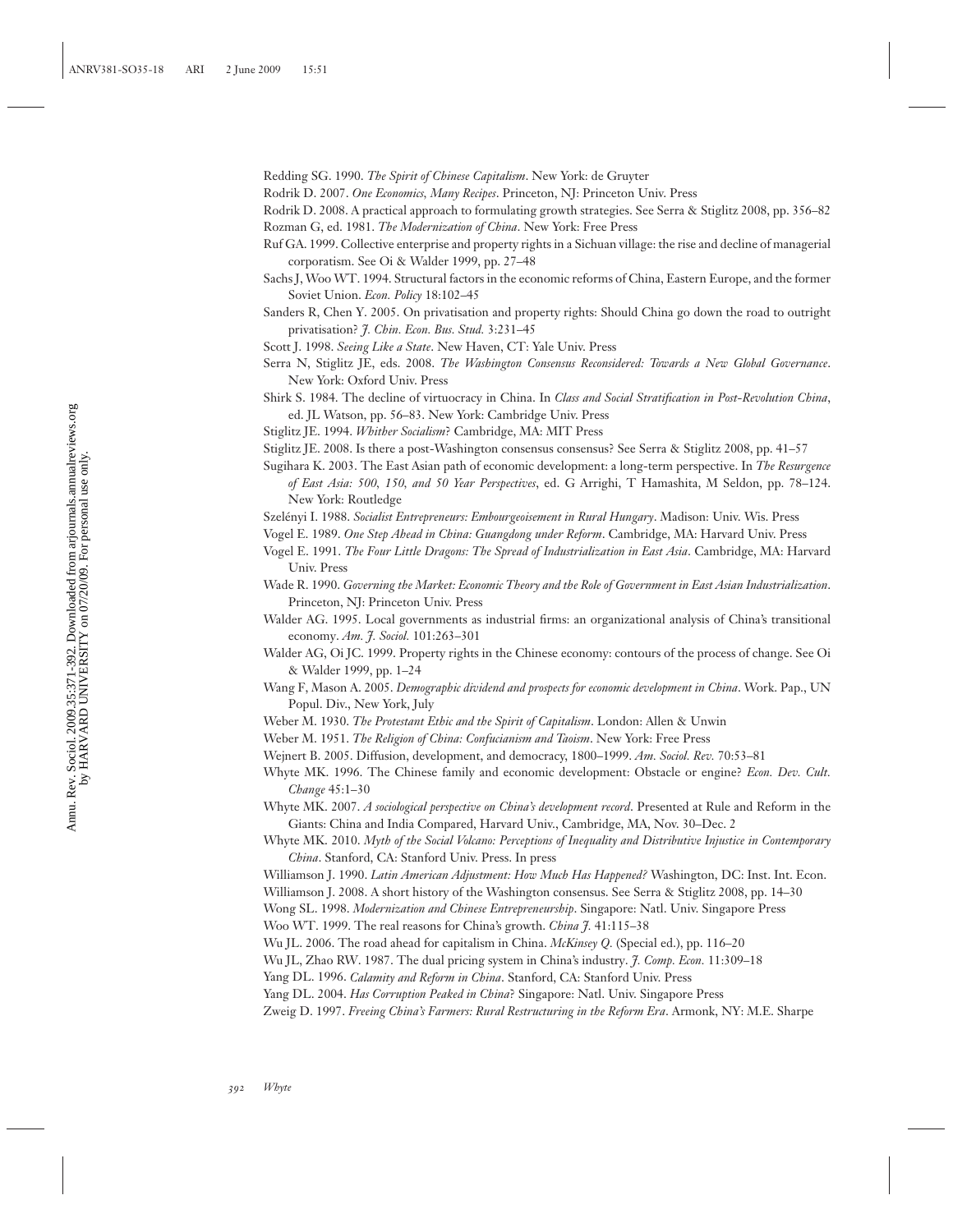Redding SG. 1990. *The Spirit of Chinese Capitalism*. New York: de Gruyter

Rodrik D. 2007. *One Economics, Many Recipes*. Princeton, NJ: Princeton Univ. Press

Rodrik D. 2008. A practical approach to formulating growth strategies. See Serra & Stiglitz 2008, pp. 356–82

Rozman G, ed. 1981. *The Modernization of China*. New York: Free Press

Ruf GA. 1999. Collective enterprise and property rights in a Sichuan village: the rise and decline of managerial corporatism. See Oi & Walder 1999, pp. 27–48

Sachs J, Woo WT. 1994. Structural factors in the economic reforms of China, Eastern Europe, and the former Soviet Union. *Econ. Policy* 18:102–45

Sanders R, Chen Y. 2005. On privatisation and property rights: Should China go down the road to outright privatisation? *J. Chin. Econ. Bus. Stud.* 3:231–45

Scott J. 1998. *Seeing Like a State*. New Haven, CT: Yale Univ. Press

Serra N, Stiglitz JE, eds. 2008. *The Washington Consensus Reconsidered: Towards a New Global Governance*. New York: Oxford Univ. Press

Shirk S. 1984. The decline of virtuocracy in China. In *Class and Social Stratification in Post-Revolution China*, ed. JL Watson, pp. 56–83. New York: Cambridge Univ. Press

Stiglitz JE. 1994. *Whither Socialism*? Cambridge, MA: MIT Press

Stiglitz JE. 2008. Is there a post-Washington consensus consensus? See Serra & Stiglitz 2008, pp. 41–57

Sugihara K. 2003. The East Asian path of economic development: a long-term perspective. In *The Resurgence of East Asia: 500, 150, and 50 Year Perspectives*, ed. G Arrighi, T Hamashita, M Seldon, pp. 78–124. New York: Routledge

Szelényi I. 1988. *Socialist Entrepreneurs: Embourgeoisement in Rural Hungary*. Madison: Univ. Wis. Press

Vogel E. 1989. *One Step Ahead in China: Guangdong under Reform*. Cambridge, MA: Harvard Univ. Press

Vogel E. 1991. *The Four Little Dragons: The Spread of Industrialization in East Asia*. Cambridge, MA: Harvard Univ. Press

Wade R. 1990. *Governing the Market: Economic Theory and the Role of Government in East Asian Industrialization*. Princeton, NJ: Princeton Univ. Press

Walder AG. 1995. Local governments as industrial firms: an organizational analysis of China's transitional economy. *Am. J. Sociol.* 101:263–301

Walder AG, Oi JC. 1999. Property rights in the Chinese economy: contours of the process of change. See Oi & Walder 1999, pp. 1–24

Wang F, Mason A. 2005. *Demographic dividend and prospects for economic development in China*. Work. Pap., UN Popul. Div., New York, July

Weber M. 1930. *The Protestant Ethic and the Spirit of Capitalism*. London: Allen & Unwin

Weber M. 1951. *The Religion of China: Confucianism and Taoism*. New York: Free Press

Wejnert B. 2005. Diffusion, development, and democracy, 1800–1999. *Am. Sociol. Rev.* 70:53–81

Whyte MK. 1996. The Chinese family and economic development: Obstacle or engine? *Econ. Dev. Cult. Change* 45:1–30

Whyte MK. 2007. *A sociological perspective on China's development record*. Presented at Rule and Reform in the Giants: China and India Compared, Harvard Univ., Cambridge, MA, Nov. 30–Dec. 2

Whyte MK. 2010. *Myth of the Social Volcano: Perceptions of Inequality and Distributive Injustice in Contemporary China*. Stanford, CA: Stanford Univ. Press. In press

Williamson J. 1990. *Latin American Adjustment: How Much Has Happened?* Washington, DC: Inst. Int. Econ.

Williamson J. 2008. A short history of the Washington consensus. See Serra & Stiglitz 2008, pp. 14–30

Wong SL. 1998. *Modernization and Chinese Entrepreneurship*. Singapore: Natl. Univ. Singapore Press

Woo WT. 1999. The real reasons for China's growth. *China J.* 41:115–38

Wu JL. 2006. The road ahead for capitalism in China. *McKinsey Q.* (Special ed.), pp. 116–20

Wu JL, Zhao RW. 1987. The dual pricing system in China's industry. *J. Comp. Econ.* 11:309–18

Yang DL. 1996. *Calamity and Reform in China*. Stanford, CA: Stanford Univ. Press

Yang DL. 2004. *Has Corruption Peaked in China*? Singapore: Natl. Univ. Singapore Press

Zweig D. 1997. *Freeing China's Farmers: Rural Restructuring in the Reform Era*. Armonk, NY: M.E. Sharpe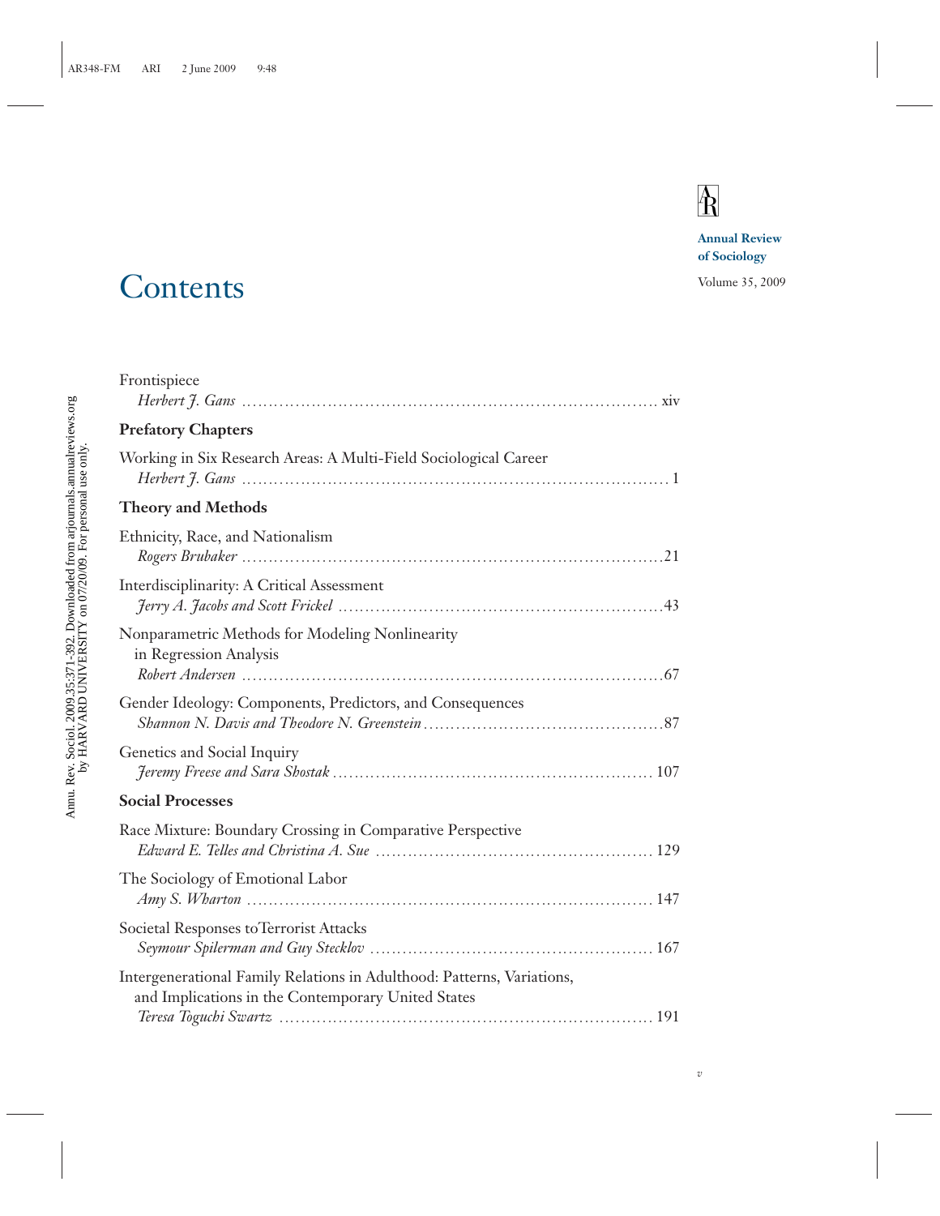Annual Review of Sociology

Volume 35, 2009

# Contents

Frontispiece
*Herbert J. Gans* .......... xiv

**Prefatory Chapters**

Working in Six Research Areas: A Multi-Field Sociological Career
*Herbert J. Gans* .......... 1

**Theory and Methods**

Ethnicity, Race, and Nationalism
*Rogers Brubaker* .......... 21

Interdisciplinarity: A Critical Assessment
*Jerry A. Jacobs and Scott Frickel* .......... 43

Nonparametric Methods for Modeling Nonlinearity in Regression Analysis
*Robert Andersen* .......... 67

Gender Ideology: Components, Predictors, and Consequences
*Shannon N. Davis and Theodore N. Greenstein* .......... 87

Genetics and Social Inquiry
*Jeremy Freese and Sara Shostak* .......... 107

**Social Processes**

Race Mixture: Boundary Crossing in Comparative Perspective
*Edward E. Telles and Christina A. Sue* .......... 129

The Sociology of Emotional Labor
*Amy S. Wharton* .......... 147

Societal Responses toTerrorist Attacks
*Seymour Spilerman and Guy Stecklov* .......... 167

Intergenerational Family Relations in Adulthood: Patterns, Variations, and Implications in the Contemporary United States
*Teresa Toguchi Swartz* .......... 191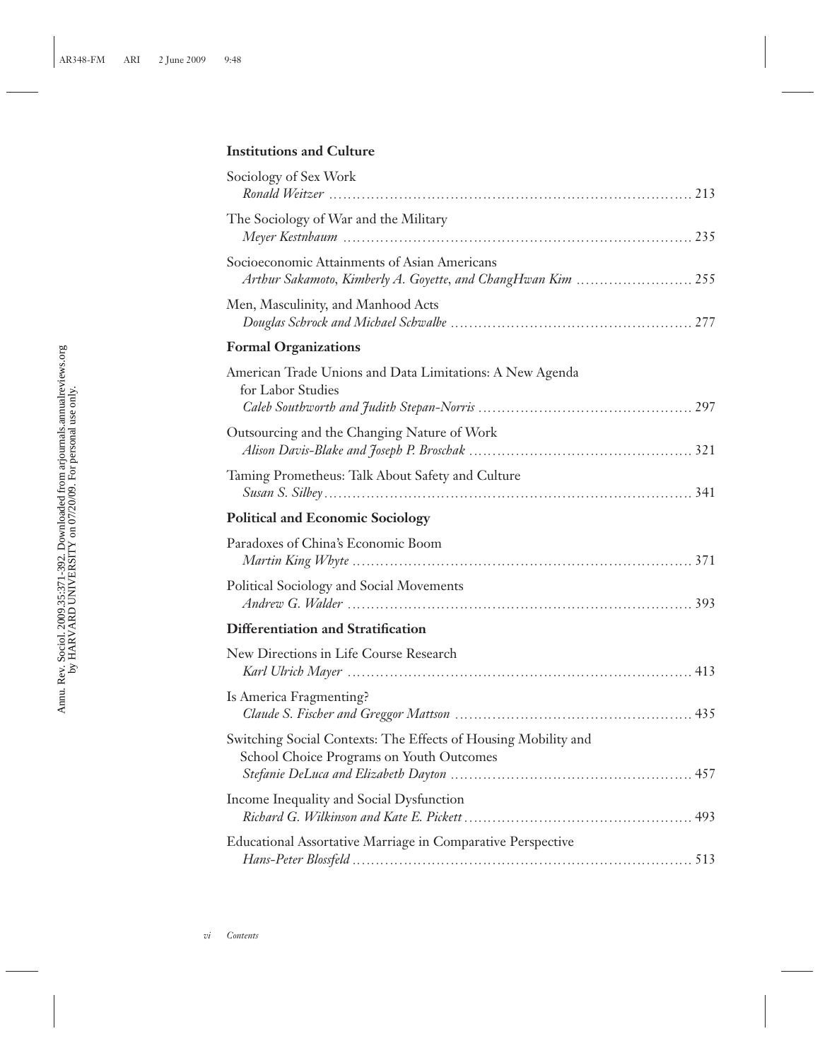**Institutions and Culture**

Sociology of Sex Work
*Ronald Weitzer* . . . . . . . . . . . . . . . . . . . . . . . . . . . . . . . . . . . . . . . . . . . . . . . . . . . . . . . . 213

The Sociology of War and the Military
*Meyer Kestnbaum* . . . . . . . . . . . . . . . . . . . . . . . . . . . . . . . . . . . . . . . . . . . . . . . . . . . . . . 235

Socioeconomic Attainments of Asian Americans
*Arthur Sakamoto, Kimberly A. Goyette, and ChangHwan Kim* . . . . . . . . . . . . . . . . . . . . . . 255

Men, Masculinity, and Manhood Acts
*Douglas Schrock and Michael Schwalbe* . . . . . . . . . . . . . . . . . . . . . . . . . . . . . . . . . . . . . 277

**Formal Organizations**

American Trade Unions and Data Limitations: A New Agenda for Labor Studies
*Caleb Southworth and Judith Stepan-Norris* . . . . . . . . . . . . . . . . . . . . . . . . . . . . . . . . . . 297

Outsourcing and the Changing Nature of Work
*Alison Davis-Blake and Joseph P. Broschak* . . . . . . . . . . . . . . . . . . . . . . . . . . . . . . . . . . 321

Taming Prometheus: Talk About Safety and Culture
*Susan S. Silbey* . . . . . . . . . . . . . . . . . . . . . . . . . . . . . . . . . . . . . . . . . . . . . . . . . . . . . . . . 341

**Political and Economic Sociology**

Paradoxes of China's Economic Boom
*Martin King Whyte* . . . . . . . . . . . . . . . . . . . . . . . . . . . . . . . . . . . . . . . . . . . . . . . . . . . . . 371

Political Sociology and Social Movements
*Andrew G. Walder* . . . . . . . . . . . . . . . . . . . . . . . . . . . . . . . . . . . . . . . . . . . . . . . . . . . . . 393

**Differentiation and Stratification**

New Directions in Life Course Research
*Karl Ulrich Mayer* . . . . . . . . . . . . . . . . . . . . . . . . . . . . . . . . . . . . . . . . . . . . . . . . . . . . . 413

Is America Fragmenting?
*Claude S. Fischer and Greggor Mattson* . . . . . . . . . . . . . . . . . . . . . . . . . . . . . . . . . . . . . 435

Switching Social Contexts: The Effects of Housing Mobility and School Choice Programs on Youth Outcomes
*Stefanie DeLuca and Elizabeth Dayton* . . . . . . . . . . . . . . . . . . . . . . . . . . . . . . . . . . . . . . 457

Income Inequality and Social Dysfunction
*Richard G. Wilkinson and Kate E. Pickett* . . . . . . . . . . . . . . . . . . . . . . . . . . . . . . . . . . . . 493

Educational Assortative Marriage in Comparative Perspective
*Hans-Peter Blossfeld* . . . . . . . . . . . . . . . . . . . . . . . . . . . . . . . . . . . . . . . . . . . . . . . . . . . . 513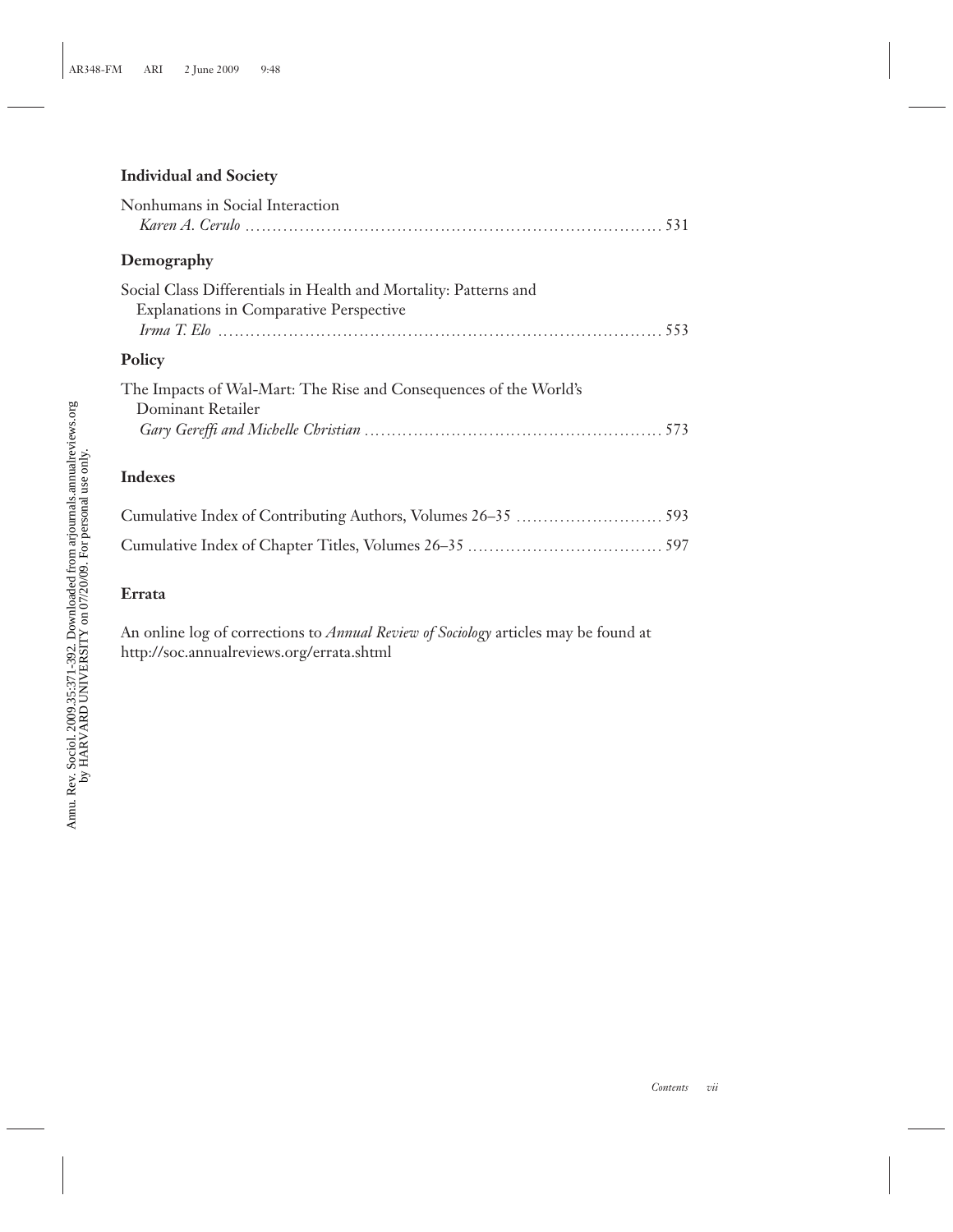**Individual and Society**

Nonhumans in Social Interaction
*Karen A. Cerulo* .......................................................................... 531

**Demography**

Social Class Differentials in Health and Mortality: Patterns and Explanations in Comparative Perspective
*Irma T. Elo* ................................................................................ 553

**Policy**

The Impacts of Wal-Mart: The Rise and Consequences of the World's Dominant Retailer
*Gary Gereffi and Michelle Christian* ..................................................... 573

**Indexes**

Cumulative Index of Contributing Authors, Volumes 26–35 ........................... 593

Cumulative Index of Chapter Titles, Volumes 26–35 .................................. 597

**Errata**

An online log of corrections to *Annual Review of Sociology* articles may be found at http://soc.annualreviews.org/errata.shtml